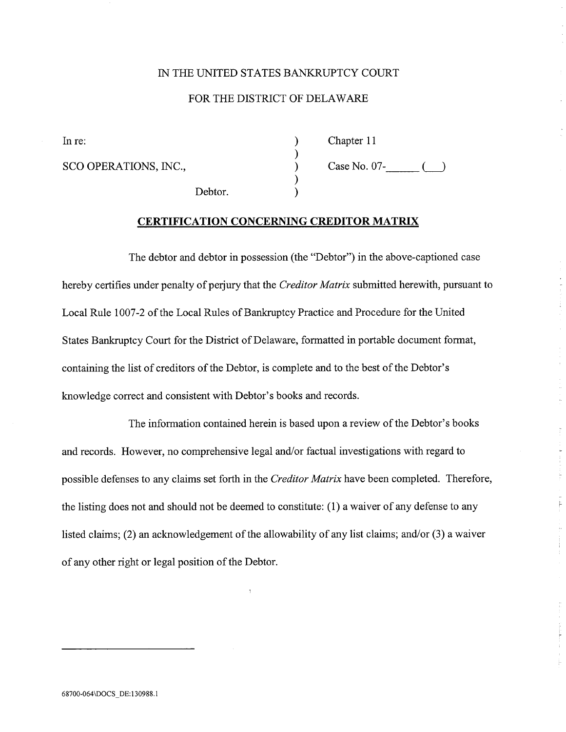IN THE UNITED STATES BANKRUPTCY COURT

FOR THE DISTRICT OF DELAWARE

| | | |
|---|---|---|
| In re: | ) | Chapter 11 |
| | ) | |
| SCO OPERATIONS, INC., | ) | Case No. 07-______ (___) |
| | ) | |
| Debtor. | ) | |

**CERTIFICATION CONCERNING CREDITOR MATRIX**

The debtor and debtor in possession (the "Debtor") in the above-captioned case hereby certifies under penalty of perjury that the *Creditor Matrix* submitted herewith, pursuant to Local Rule 1007-2 of the Local Rules of Bankruptcy Practice and Procedure for the United States Bankruptcy Court for the District of Delaware, formatted in portable document format, containing the list of creditors of the Debtor, is complete and to the best of the Debtor's knowledge correct and consistent with Debtor's books and records.

The information contained herein is based upon a review of the Debtor's books and records. However, no comprehensive legal and/or factual investigations with regard to possible defenses to any claims set forth in the *Creditor Matrix* have been completed. Therefore, the listing does not and should not be deemed to constitute: (1) a waiver of any defense to any listed claims; (2) an acknowledgement of the allowability of any list claims; and/or (3) a waiver of any other right or legal position of the Debtor.

68700-064\DOCS_DE:130988.1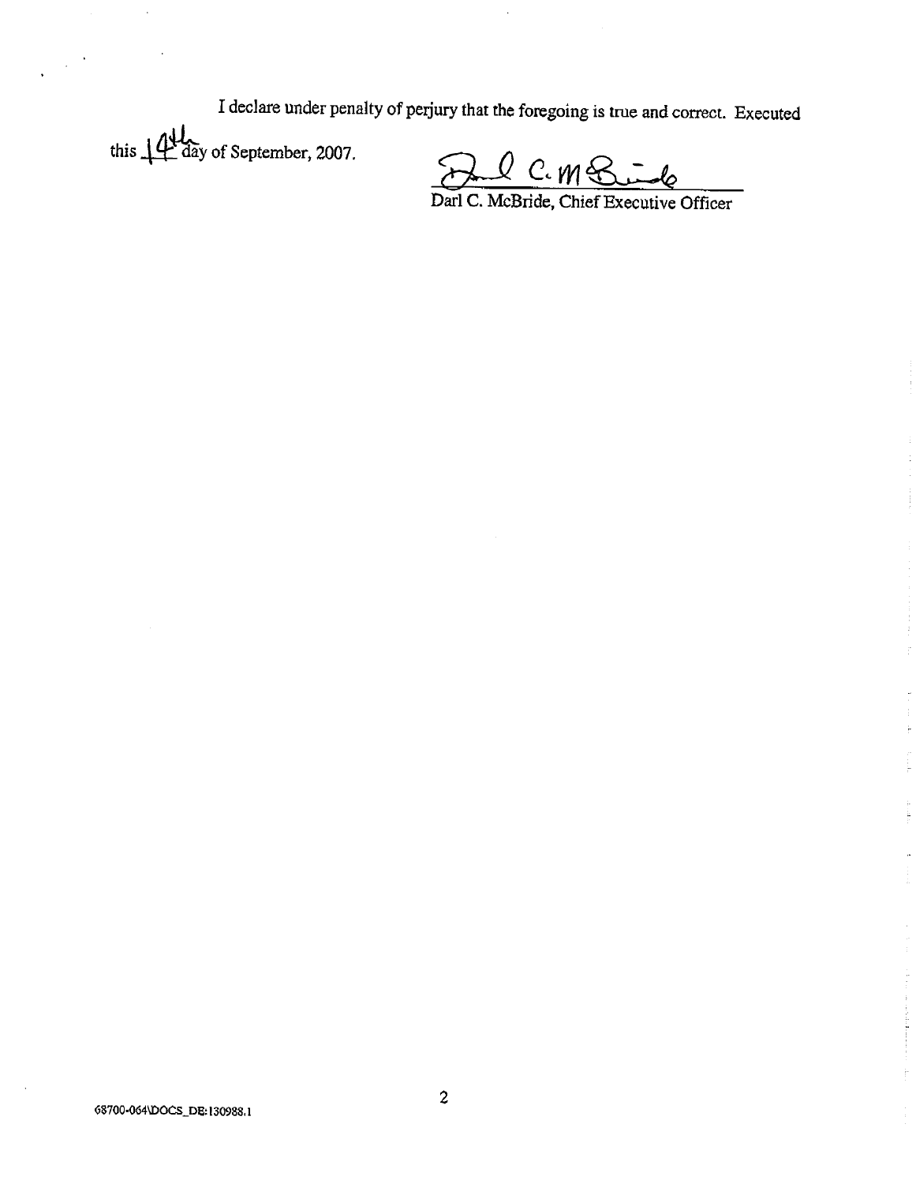I declare under penalty of perjury that the foregoing is true and correct. Executed this 14th day of September, 2007.

Darl C. McBride, Chief Executive Officer

68700-064\DOCS_DE:130988.1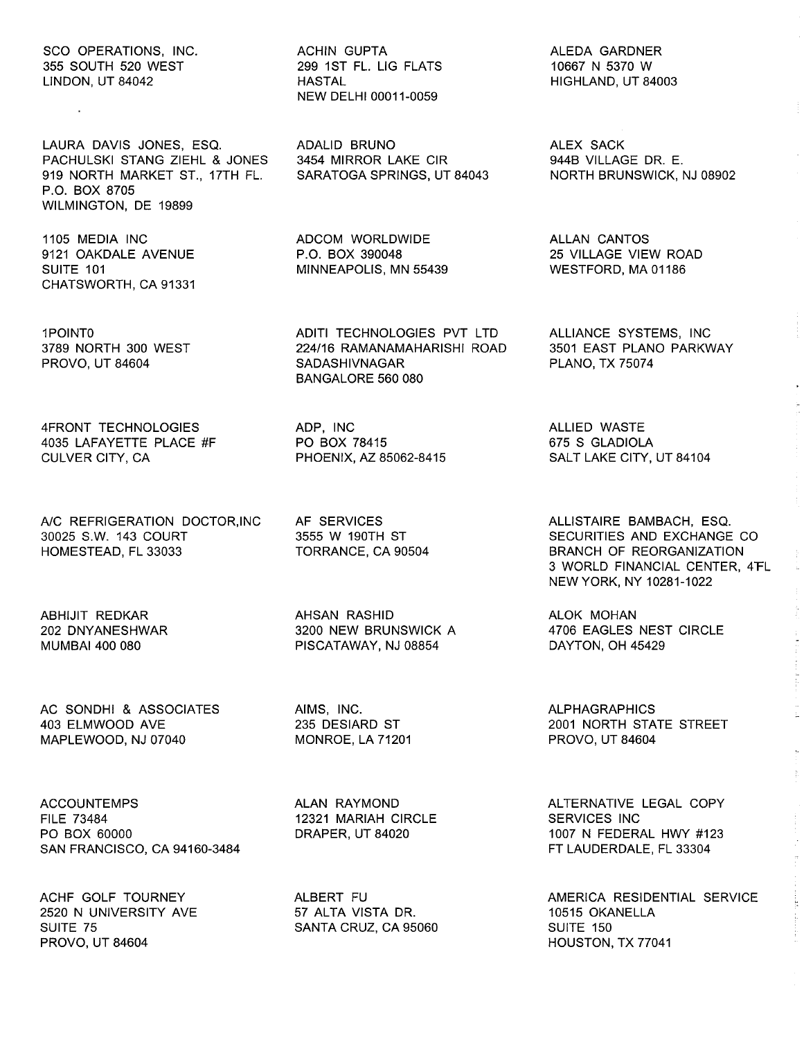SCO OPERATIONS, INC.
355 SOUTH 520 WEST
LINDON, UT 84042

LAURA DAVIS JONES, ESQ.
PACHULSKI STANG ZIEHL & JONES
919 NORTH MARKET ST., 17TH FL.
P.O. BOX 8705
WILMINGTON, DE 19899

1105 MEDIA INC
9121 OAKDALE AVENUE
SUITE 101
CHATSWORTH, CA 91331

1POINT0
3789 NORTH 300 WEST
PROVO, UT 84604

4FRONT TECHNOLOGIES
4035 LAFAYETTE PLACE #F
CULVER CITY, CA

A/C REFRIGERATION DOCTOR,INC
30025 S.W. 143 COURT
HOMESTEAD, FL 33033

ABHIJIT REDKAR
202 DNYANESHWAR
MUMBAI 400 080

AC SONDHI & ASSOCIATES
403 ELMWOOD AVE
MAPLEWOOD, NJ 07040

ACCOUNTEMPS
FILE 73484
PO BOX 60000
SAN FRANCISCO, CA 94160-3484

ACHF GOLF TOURNEY
2520 N UNIVERSITY AVE
SUITE 75
PROVO, UT 84604

ACHIN GUPTA
299 1ST FL. LIG FLATS
HASTAL
NEW DELHI 00011-0059

ADALID BRUNO
3454 MIRROR LAKE CIR
SARATOGA SPRINGS, UT 84043

ADCOM WORLDWIDE
P.O. BOX 390048
MINNEAPOLIS, MN 55439

ADITI TECHNOLOGIES PVT LTD
224/16 RAMANAMAHARISHI ROAD
SADASHIVNAGAR
BANGALORE 560 080

ADP, INC
PO BOX 78415
PHOENIX, AZ 85062-8415

AF SERVICES
3555 W 190TH ST
TORRANCE, CA 90504

AHSAN RASHID
3200 NEW BRUNSWICK A
PISCATAWAY, NJ 08854

AIMS, INC.
235 DESIARD ST
MONROE, LA 71201

ALAN RAYMOND
12321 MARIAH CIRCLE
DRAPER, UT 84020

ALBERT FU
57 ALTA VISTA DR.
SANTA CRUZ, CA 95060

ALEDA GARDNER
10667 N 5370 W
HIGHLAND, UT 84003

ALEX SACK
944B VILLAGE DR. E.
NORTH BRUNSWICK, NJ 08902

ALLAN CANTOS
25 VILLAGE VIEW ROAD
WESTFORD, MA 01186

ALLIANCE SYSTEMS, INC
3501 EAST PLANO PARKWAY
PLANO, TX 75074

ALLIED WASTE
675 S GLADIOLA
SALT LAKE CITY, UT 84104

ALLISTAIRE BAMBACH, ESQ.
SECURITIES AND EXCHANGE CO
BRANCH OF REORGANIZATION
3 WORLD FINANCIAL CENTER, 4FL
NEW YORK, NY 10281-1022

ALOK MOHAN
4706 EAGLES NEST CIRCLE
DAYTON, OH 45429

ALPHAGRAPHICS
2001 NORTH STATE STREET
PROVO, UT 84604

ALTERNATIVE LEGAL COPY
SERVICES INC
1007 N FEDERAL HWY #123
FT LAUDERDALE, FL 33304

AMERICA RESIDENTIAL SERVICE
10515 OKANELLA
SUITE 150
HOUSTON, TX 77041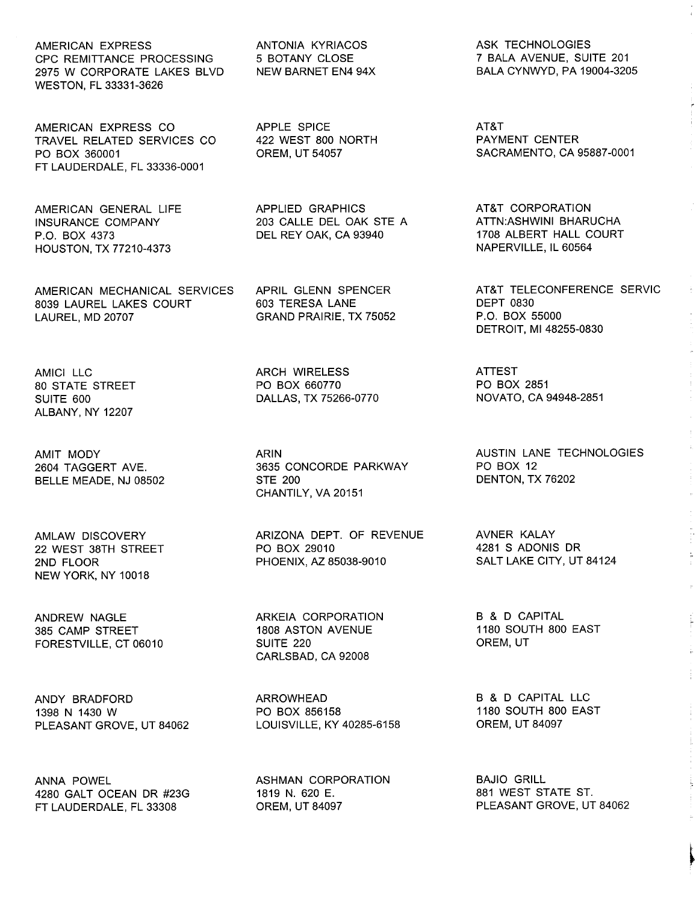AMERICAN EXPRESS
CPC REMITTANCE PROCESSING
2975 W CORPORATE LAKES BLVD
WESTON, FL 33331-3626

AMERICAN EXPRESS CO
TRAVEL RELATED SERVICES CO
PO BOX 360001
FT LAUDERDALE, FL 33336-0001

AMERICAN GENERAL LIFE
INSURANCE COMPANY
P.O. BOX 4373
HOUSTON, TX 77210-4373

AMERICAN MECHANICAL SERVICES
8039 LAUREL LAKES COURT
LAUREL, MD 20707

AMICI LLC
80 STATE STREET
SUITE 600
ALBANY, NY 12207

AMIT MODY
2604 TAGGERT AVE.
BELLE MEADE, NJ 08502

AMLAW DISCOVERY
22 WEST 38TH STREET
2ND FLOOR
NEW YORK, NY 10018

ANDREW NAGLE
385 CAMP STREET
FORESTVILLE, CT 06010

ANDY BRADFORD
1398 N 1430 W
PLEASANT GROVE, UT 84062

ANNA POWEL
4280 GALT OCEAN DR #23G
FT LAUDERDALE, FL 33308

ANTONIA KYRIACOS
5 BOTANY CLOSE
NEW BARNET EN4 94X

APPLE SPICE
422 WEST 800 NORTH
OREM, UT 54057

APPLIED GRAPHICS
203 CALLE DEL OAK STE A
DEL REY OAK, CA 93940

APRIL GLENN SPENCER
603 TERESA LANE
GRAND PRAIRIE, TX 75052

ARCH WIRELESS
PO BOX 660770
DALLAS, TX 75266-0770

ARIN
3635 CONCORDE PARKWAY
STE 200
CHANTILY, VA 20151

ARIZONA DEPT. OF REVENUE
PO BOX 29010
PHOENIX, AZ 85038-9010

ARKEIA CORPORATION
1808 ASTON AVENUE
SUITE 220
CARLSBAD, CA 92008

ARROWHEAD
PO BOX 856158
LOUISVILLE, KY 40285-6158

ASHMAN CORPORATION
1819 N. 620 E.
OREM, UT 84097

ASK TECHNOLOGIES
7 BALA AVENUE, SUITE 201
BALA CYNWYD, PA 19004-3205

AT&T
PAYMENT CENTER
SACRAMENTO, CA 95887-0001

AT&T CORPORATION
ATTN:ASHWINI BHARUCHA
1708 ALBERT HALL COURT
NAPERVILLE, IL 60564

AT&T TELECONFERENCE SERVIC
DEPT 0830
P.O. BOX 55000
DETROIT, MI 48255-0830

ATTEST
PO BOX 2851
NOVATO, CA 94948-2851

AUSTIN LANE TECHNOLOGIES
PO BOX 12
DENTON, TX 76202

AVNER KALAY
4281 S ADONIS DR
SALT LAKE CITY, UT 84124

B & D CAPITAL
1180 SOUTH 800 EAST
OREM, UT

B & D CAPITAL LLC
1180 SOUTH 800 EAST
OREM, UT 84097

BAJIO GRILL
881 WEST STATE ST.
PLEASANT GROVE, UT 84062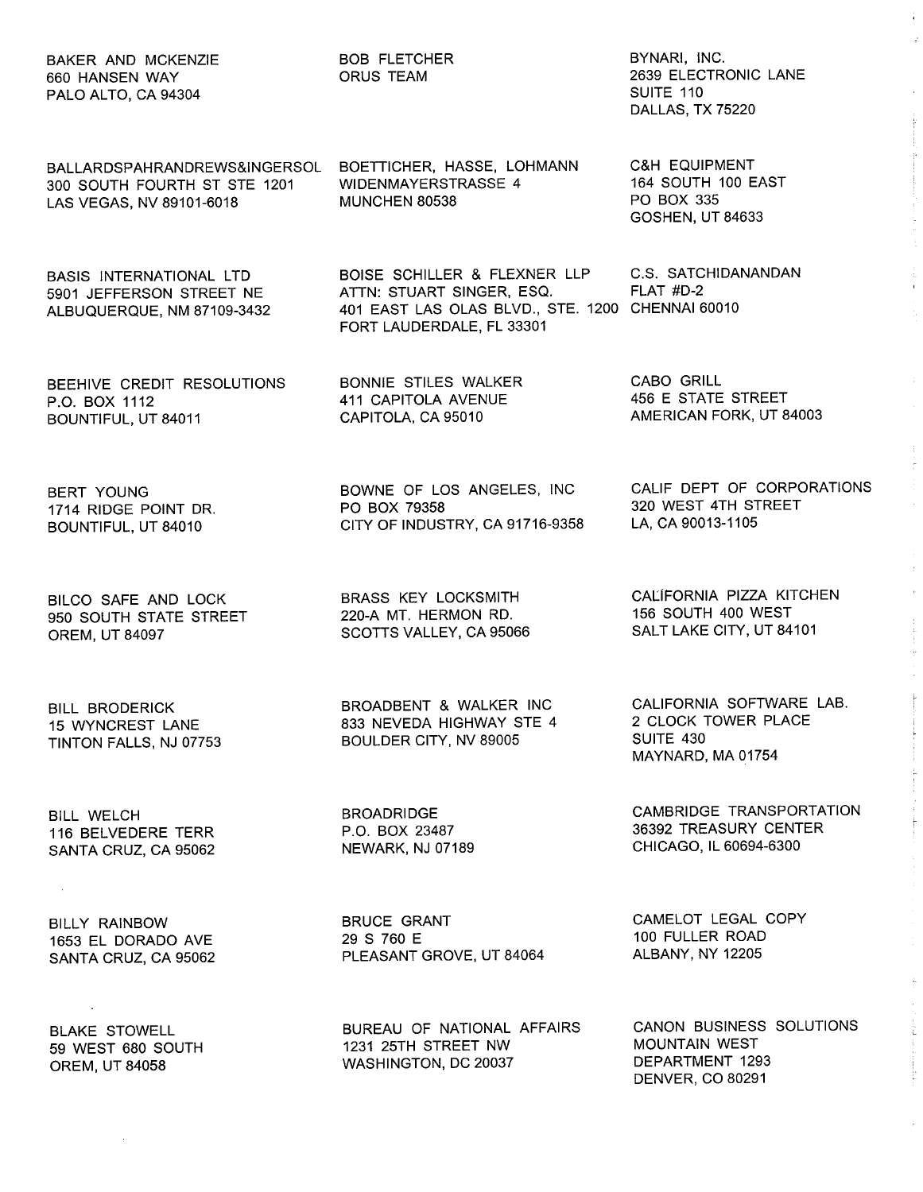BAKER AND MCKENZIE
660 HANSEN WAY
PALO ALTO, CA 94304

BALLARDSPAHRANDREWS&INGERSOL
300 SOUTH FOURTH ST STE 1201
LAS VEGAS, NV 89101-6018

BASIS INTERNATIONAL LTD
5901 JEFFERSON STREET NE
ALBUQUERQUE, NM 87109-3432

BEEHIVE CREDIT RESOLUTIONS
P.O. BOX 1112
BOUNTIFUL, UT 84011

BERT YOUNG
1714 RIDGE POINT DR.
BOUNTIFUL, UT 84010

BILCO SAFE AND LOCK
950 SOUTH STATE STREET
OREM, UT 84097

BILL BRODERICK
15 WYNCREST LANE
TINTON FALLS, NJ 07753

BILL WELCH
116 BELVEDERE TERR
SANTA CRUZ, CA 95062

BILLY RAINBOW
1653 EL DORADO AVE
SANTA CRUZ, CA 95062

BLAKE STOWELL
59 WEST 680 SOUTH
OREM, UT 84058

BOB FLETCHER
ORUS TEAM

BOETTICHER, HASSE, LOHMANN
WIDENMAYERSTRASSE 4
MUNCHEN 80538

BOISE SCHILLER & FLEXNER LLP
ATTN: STUART SINGER, ESQ.
401 EAST LAS OLAS BLVD., STE. 1200
FORT LAUDERDALE, FL 33301

BONNIE STILES WALKER
411 CAPITOLA AVENUE
CAPITOLA, CA 95010

BOWNE OF LOS ANGELES, INC
PO BOX 79358
CITY OF INDUSTRY, CA 91716-9358

BRASS KEY LOCKSMITH
220-A MT. HERMON RD.
SCOTTS VALLEY, CA 95066

BROADBENT & WALKER INC
833 NEVEDA HIGHWAY STE 4
BOULDER CITY, NV 89005

BROADRIDGE
P.O. BOX 23487
NEWARK, NJ 07189

BRUCE GRANT
29 S 760 E
PLEASANT GROVE, UT 84064

BUREAU OF NATIONAL AFFAIRS
1231 25TH STREET NW
WASHINGTON, DC 20037

BYNARI, INC.
2639 ELECTRONIC LANE
SUITE 110
DALLAS, TX 75220

C&H EQUIPMENT
164 SOUTH 100 EAST
PO BOX 335
GOSHEN, UT 84633

C.S. SATCHIDANANDAN
FLAT #D-2
CHENNAI 60010

CABO GRILL
456 E STATE STREET
AMERICAN FORK, UT 84003

CALIF DEPT OF CORPORATIONS
320 WEST 4TH STREET
LA, CA 90013-1105

CALIFORNIA PIZZA KITCHEN
156 SOUTH 400 WEST
SALT LAKE CITY, UT 84101

CALIFORNIA SOFTWARE LAB.
2 CLOCK TOWER PLACE
SUITE 430
MAYNARD, MA 01754

CAMBRIDGE TRANSPORTATION
36392 TREASURY CENTER
CHICAGO, IL 60694-6300

CAMELOT LEGAL COPY
100 FULLER ROAD
ALBANY, NY 12205

CANON BUSINESS SOLUTIONS
MOUNTAIN WEST
DEPARTMENT 1293
DENVER, CO 80291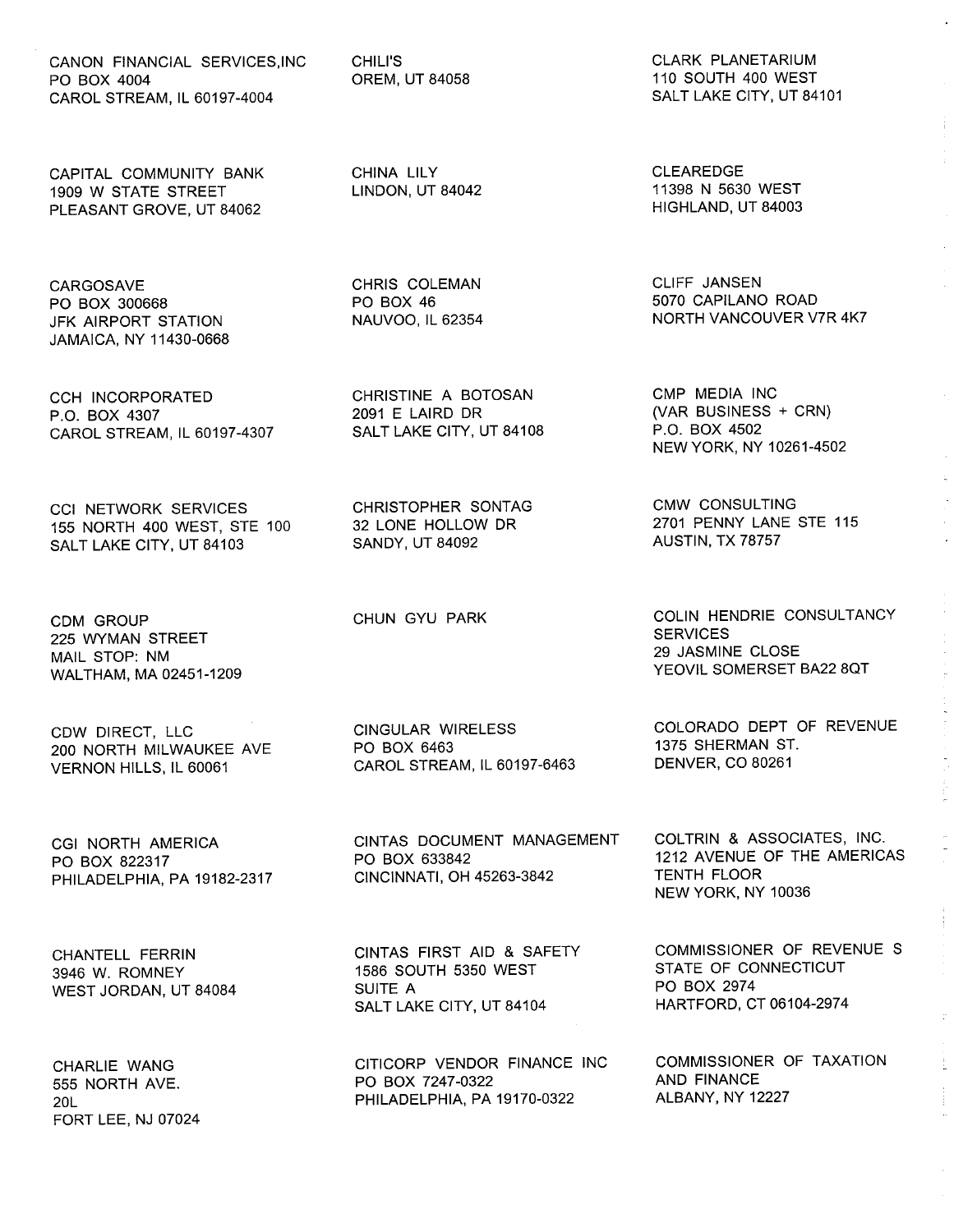CANON FINANCIAL SERVICES,INC
PO BOX 4004
CAROL STREAM, IL 60197-4004

CAPITAL COMMUNITY BANK
1909 W STATE STREET
PLEASANT GROVE, UT 84062

CARGOSAVE
PO BOX 300668
JFK AIRPORT STATION
JAMAICA, NY 11430-0668

CCH INCORPORATED
P.O. BOX 4307
CAROL STREAM, IL 60197-4307

CCI NETWORK SERVICES
155 NORTH 400 WEST, STE 100
SALT LAKE CITY, UT 84103

CDM GROUP
225 WYMAN STREET
MAIL STOP: NM
WALTHAM, MA 02451-1209

CDW DIRECT, LLC
200 NORTH MILWAUKEE AVE
VERNON HILLS, IL 60061

CGI NORTH AMERICA
PO BOX 822317
PHILADELPHIA, PA 19182-2317

CHANTELL FERRIN
3946 W. ROMNEY
WEST JORDAN, UT 84084

CHARLIE WANG
555 NORTH AVE.
20L
FORT LEE, NJ 07024

CHILI'S
OREM, UT 84058

CHINA LILY
LINDON, UT 84042

CHRIS COLEMAN
PO BOX 46
NAUVOO, IL 62354

CHRISTINE A BOTOSAN
2091 E LAIRD DR
SALT LAKE CITY, UT 84108

CHRISTOPHER SONTAG
32 LONE HOLLOW DR
SANDY, UT 84092

CHUN GYU PARK

CINGULAR WIRELESS
PO BOX 6463
CAROL STREAM, IL 60197-6463

CINTAS DOCUMENT MANAGEMENT
PO BOX 633842
CINCINNATI, OH 45263-3842

CINTAS FIRST AID & SAFETY
1586 SOUTH 5350 WEST
SUITE A
SALT LAKE CITY, UT 84104

CITICORP VENDOR FINANCE INC
PO BOX 7247-0322
PHILADELPHIA, PA 19170-0322

CLARK PLANETARIUM
110 SOUTH 400 WEST
SALT LAKE CITY, UT 84101

CLEAREDGE
11398 N 5630 WEST
HIGHLAND, UT 84003

CLIFF JANSEN
5070 CAPILANO ROAD
NORTH VANCOUVER V7R 4K7

CMP MEDIA INC
(VAR BUSINESS + CRN)
P.O. BOX 4502
NEW YORK, NY 10261-4502

CMW CONSULTING
2701 PENNY LANE STE 115
AUSTIN, TX 78757

COLIN HENDRIE CONSULTANCY
SERVICES
29 JASMINE CLOSE
YEOVIL SOMERSET BA22 8QT

COLORADO DEPT OF REVENUE
1375 SHERMAN ST.
DENVER, CO 80261

COLTRIN & ASSOCIATES, INC.
1212 AVENUE OF THE AMERICAS
TENTH FLOOR
NEW YORK, NY 10036

COMMISSIONER OF REVENUE S
STATE OF CONNECTICUT
PO BOX 2974
HARTFORD, CT 06104-2974

COMMISSIONER OF TAXATION
AND FINANCE
ALBANY, NY 12227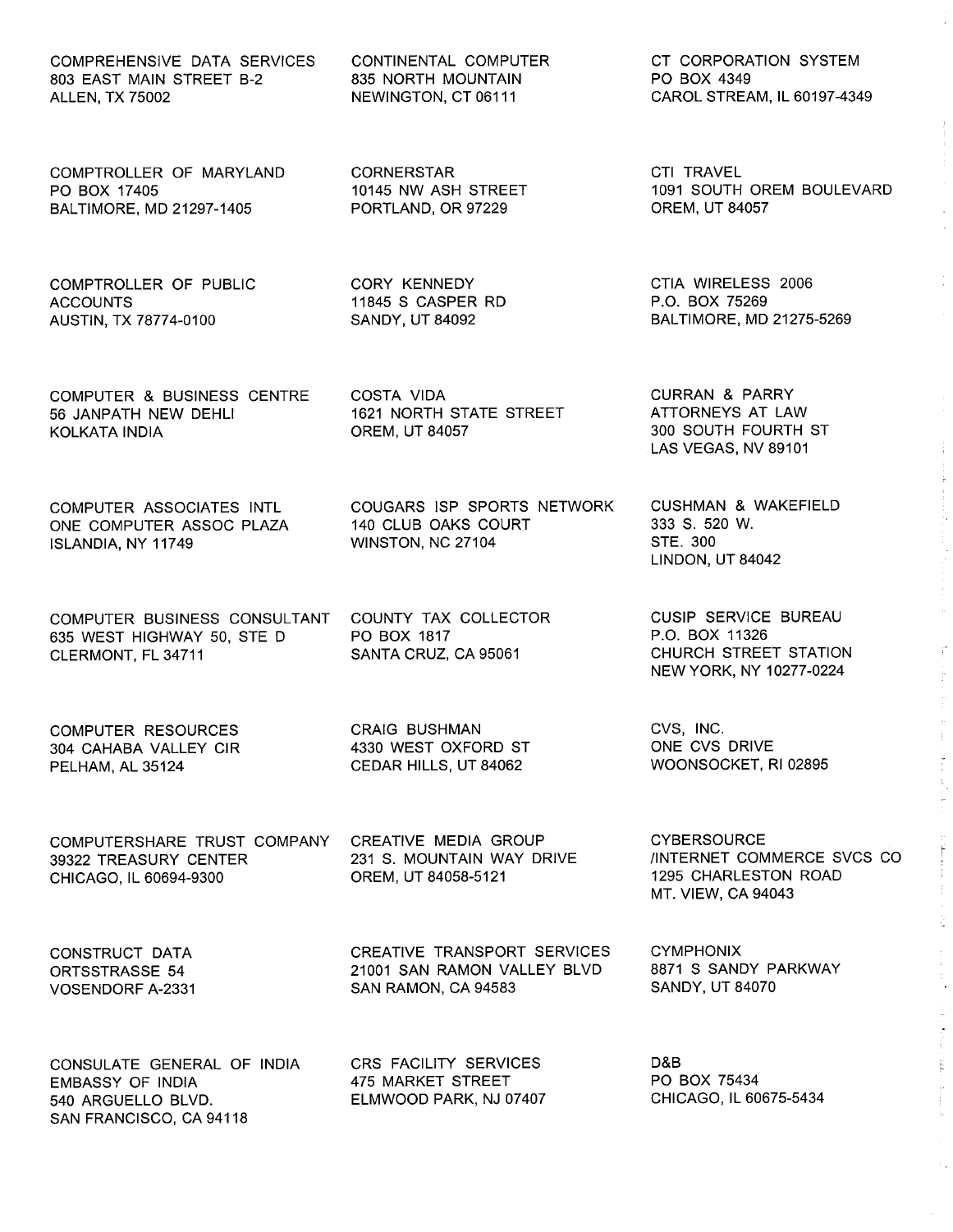COMPREHENSIVE DATA SERVICES
803 EAST MAIN STREET B-2
ALLEN, TX 75002

COMPTROLLER OF MARYLAND
PO BOX 17405
BALTIMORE, MD 21297-1405

COMPTROLLER OF PUBLIC ACCOUNTS
AUSTIN, TX 78774-0100

COMPUTER & BUSINESS CENTRE
56 JANPATH NEW DEHLI
KOLKATA INDIA

COMPUTER ASSOCIATES INTL
ONE COMPUTER ASSOC PLAZA
ISLANDIA, NY 11749

COMPUTER BUSINESS CONSULTANT
635 WEST HIGHWAY 50, STE D
CLERMONT, FL 34711

COMPUTER RESOURCES
304 CAHABA VALLEY CIR
PELHAM, AL 35124

COMPUTERSHARE TRUST COMPANY
39322 TREASURY CENTER
CHICAGO, IL 60694-9300

CONSTRUCT DATA
ORTSSTRASSE 54
VOSENDORF A-2331

CONSULATE GENERAL OF INDIA
EMBASSY OF INDIA
540 ARGUELLO BLVD.
SAN FRANCISCO, CA 94118

CONTINENTAL COMPUTER
835 NORTH MOUNTAIN
NEWINGTON, CT 06111

CORNERSTAR
10145 NW ASH STREET
PORTLAND, OR 97229

CORY KENNEDY
11845 S CASPER RD
SANDY, UT 84092

COSTA VIDA
1621 NORTH STATE STREET
OREM, UT 84057

COUGARS ISP SPORTS NETWORK
140 CLUB OAKS COURT
WINSTON, NC 27104

COUNTY TAX COLLECTOR
PO BOX 1817
SANTA CRUZ, CA 95061

CRAIG BUSHMAN
4330 WEST OXFORD ST
CEDAR HILLS, UT 84062

CREATIVE MEDIA GROUP
231 S. MOUNTAIN WAY DRIVE
OREM, UT 84058-5121

CREATIVE TRANSPORT SERVICES
21001 SAN RAMON VALLEY BLVD
SAN RAMON, CA 94583

CRS FACILITY SERVICES
475 MARKET STREET
ELMWOOD PARK, NJ 07407

CT CORPORATION SYSTEM
PO BOX 4349
CAROL STREAM, IL 60197-4349

CTI TRAVEL
1091 SOUTH OREM BOULEVARD
OREM, UT 84057

CTIA WIRELESS 2006
P.O. BOX 75269
BALTIMORE, MD 21275-5269

CURRAN & PARRY
ATTORNEYS AT LAW
300 SOUTH FOURTH ST
LAS VEGAS, NV 89101

CUSHMAN & WAKEFIELD
333 S. 520 W.
STE. 300
LINDON, UT 84042

CUSIP SERVICE BUREAU
P.O. BOX 11326
CHURCH STREET STATION
NEW YORK, NY 10277-0224

CVS, INC.
ONE CVS DRIVE
WOONSOCKET, RI 02895

CYBERSOURCE
/INTERNET COMMERCE SVCS CO
1295 CHARLESTON ROAD
MT. VIEW, CA 94043

CYMPHONIX
8871 S SANDY PARKWAY
SANDY, UT 84070

D&B
PO BOX 75434
CHICAGO, IL 60675-5434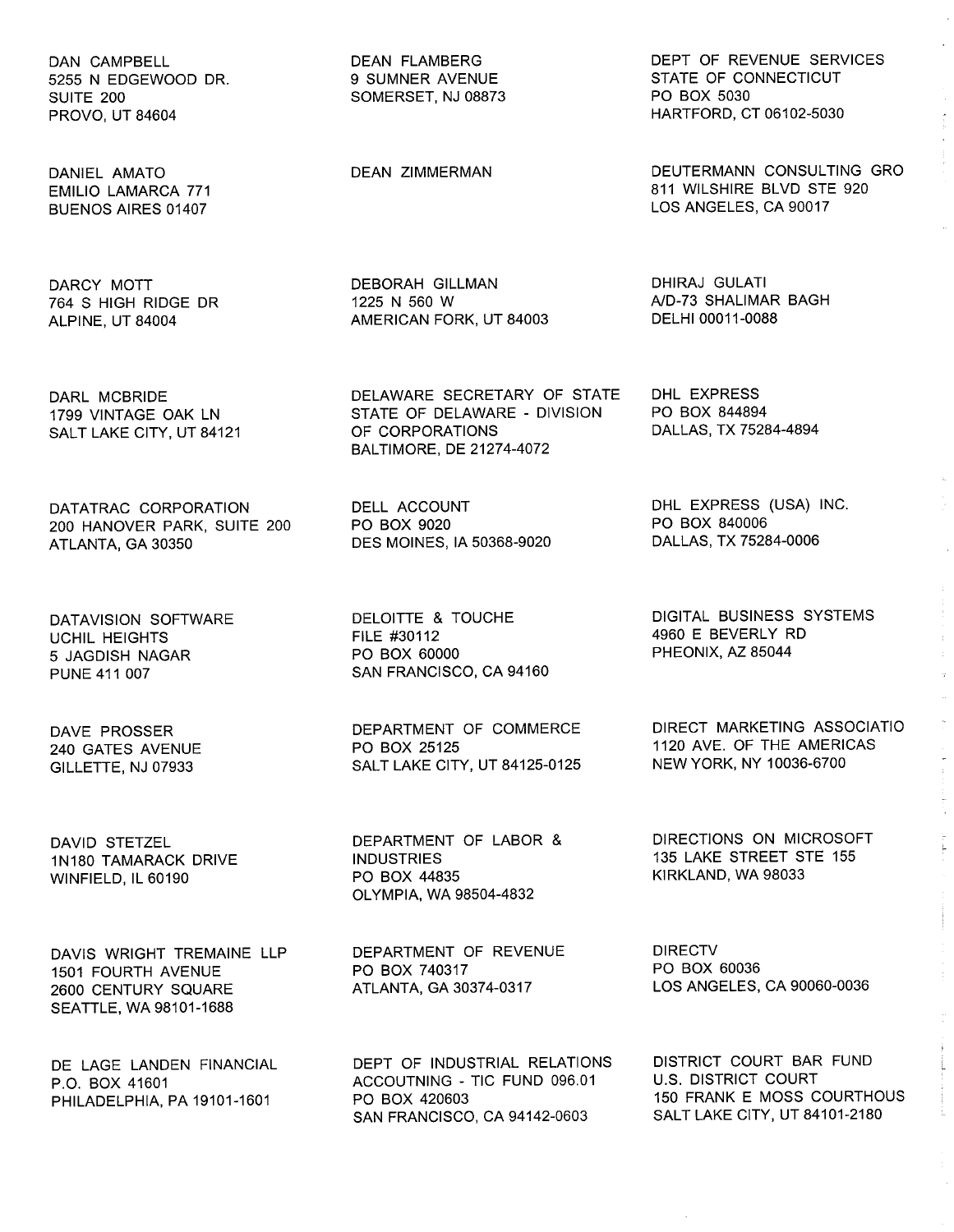DAN CAMPBELL
5255 N EDGEWOOD DR.
SUITE 200
PROVO, UT 84604

DANIEL AMATO
EMILIO LAMARCA 771
BUENOS AIRES 01407

DARCY MOTT
764 S HIGH RIDGE DR
ALPINE, UT 84004

DARL MCBRIDE
1799 VINTAGE OAK LN
SALT LAKE CITY, UT 84121

DATATRAC CORPORATION
200 HANOVER PARK, SUITE 200
ATLANTA, GA 30350

DATAVISION SOFTWARE
UCHIL HEIGHTS
5 JAGDISH NAGAR
PUNE 411 007

DAVE PROSSER
240 GATES AVENUE
GILLETTE, NJ 07933

DAVID STETZEL
1N180 TAMARACK DRIVE
WINFIELD, IL 60190

DAVIS WRIGHT TREMAINE LLP
1501 FOURTH AVENUE
2600 CENTURY SQUARE
SEATTLE, WA 98101-1688

DE LAGE LANDEN FINANCIAL
P.O. BOX 41601
PHILADELPHIA, PA 19101-1601

DEAN FLAMBERG
9 SUMNER AVENUE
SOMERSET, NJ 08873

DEAN ZIMMERMAN

DEBORAH GILLMAN
1225 N 560 W
AMERICAN FORK, UT 84003

DELAWARE SECRETARY OF STATE
STATE OF DELAWARE - DIVISION
OF CORPORATIONS
BALTIMORE, DE 21274-4072

DELL ACCOUNT
PO BOX 9020
DES MOINES, IA 50368-9020

DELOITTE & TOUCHE
FILE #30112
PO BOX 60000
SAN FRANCISCO, CA 94160

DEPARTMENT OF COMMERCE
PO BOX 25125
SALT LAKE CITY, UT 84125-0125

DEPARTMENT OF LABOR &
INDUSTRIES
PO BOX 44835
OLYMPIA, WA 98504-4832

DEPARTMENT OF REVENUE
PO BOX 740317
ATLANTA, GA 30374-0317

DEPT OF INDUSTRIAL RELATIONS
ACCOUTNING - TIC FUND 096.01
PO BOX 420603
SAN FRANCISCO, CA 94142-0603

DEPT OF REVENUE SERVICES
STATE OF CONNECTICUT
PO BOX 5030
HARTFORD, CT 06102-5030

DEUTERMANN CONSULTING GRO
811 WILSHIRE BLVD STE 920
LOS ANGELES, CA 90017

DHIRAJ GULATI
A/D-73 SHALIMAR BAGH
DELHI 00011-0088

DHL EXPRESS
PO BOX 844894
DALLAS, TX 75284-4894

DHL EXPRESS (USA) INC.
PO BOX 840006
DALLAS, TX 75284-0006

DIGITAL BUSINESS SYSTEMS
4960 E BEVERLY RD
PHEONIX, AZ 85044

DIRECT MARKETING ASSOCIATIO
1120 AVE. OF THE AMERICAS
NEW YORK, NY 10036-6700

DIRECTIONS ON MICROSOFT
135 LAKE STREET STE 155
KIRKLAND, WA 98033

DIRECTV
PO BOX 60036
LOS ANGELES, CA 90060-0036

DISTRICT COURT BAR FUND
U.S. DISTRICT COURT
150 FRANK E MOSS COURTHOUS
SALT LAKE CITY, UT 84101-2180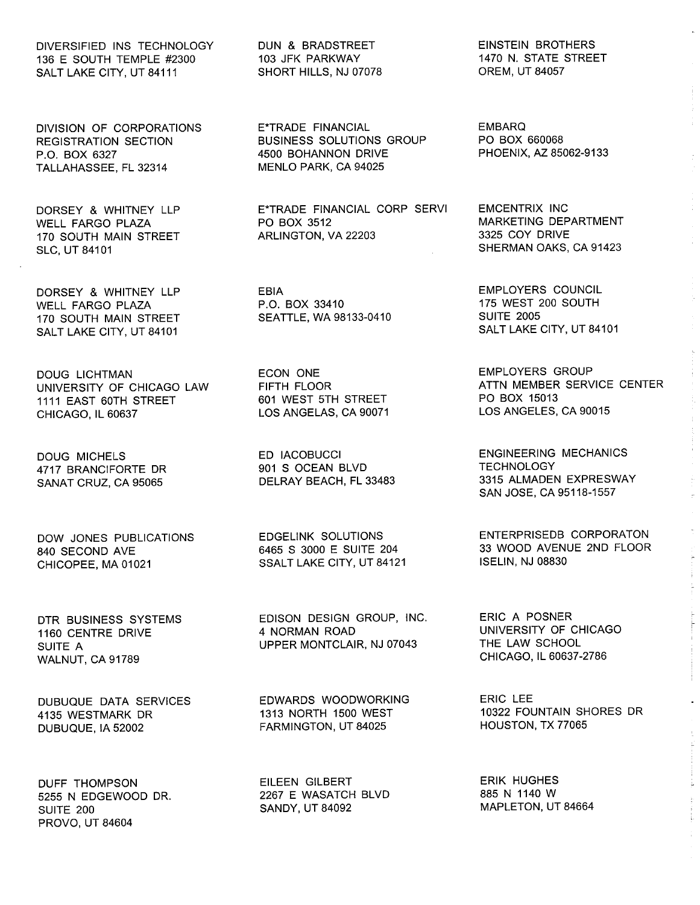DIVERSIFIED INS TECHNOLOGY
136 E SOUTH TEMPLE #2300
SALT LAKE CITY, UT 84111

DIVISION OF CORPORATIONS
REGISTRATION SECTION
P.O. BOX 6327
TALLAHASSEE, FL 32314

DORSEY & WHITNEY LLP
WELL FARGO PLAZA
170 SOUTH MAIN STREET
SLC, UT 84101

DORSEY & WHITNEY LLP
WELL FARGO PLAZA
170 SOUTH MAIN STREET
SALT LAKE CITY, UT 84101

DOUG LICHTMAN
UNIVERSITY OF CHICAGO LAW
1111 EAST 60TH STREET
CHICAGO, IL 60637

DOUG MICHELS
4717 BRANCIFORTE DR
SANAT CRUZ, CA 95065

DOW JONES PUBLICATIONS
840 SECOND AVE
CHICOPEE, MA 01021

DTR BUSINESS SYSTEMS
1160 CENTRE DRIVE
SUITE A
WALNUT, CA 91789

DUBUQUE DATA SERVICES
4135 WESTMARK DR
DUBUQUE, IA 52002

DUFF THOMPSON
5255 N EDGEWOOD DR.
SUITE 200
PROVO, UT 84604

DUN & BRADSTREET
103 JFK PARKWAY
SHORT HILLS, NJ 07078

E*TRADE FINANCIAL
BUSINESS SOLUTIONS GROUP
4500 BOHANNON DRIVE
MENLO PARK, CA 94025

E*TRADE FINANCIAL CORP SERVI
PO BOX 3512
ARLINGTON, VA 22203

EBIA
P.O. BOX 33410
SEATTLE, WA 98133-0410

ECON ONE
FIFTH FLOOR
601 WEST 5TH STREET
LOS ANGELAS, CA 90071

ED IACOBUCCI
901 S OCEAN BLVD
DELRAY BEACH, FL 33483

EDGELINK SOLUTIONS
6465 S 3000 E SUITE 204
SSALT LAKE CITY, UT 84121

EDISON DESIGN GROUP, INC.
4 NORMAN ROAD
UPPER MONTCLAIR, NJ 07043

EDWARDS WOODWORKING
1313 NORTH 1500 WEST
FARMINGTON, UT 84025

EILEEN GILBERT
2267 E WASATCH BLVD
SANDY, UT 84092

EINSTEIN BROTHERS
1470 N. STATE STREET
OREM, UT 84057

EMBARQ
PO BOX 660068
PHOENIX, AZ 85062-9133

EMCENTRIX INC
MARKETING DEPARTMENT
3325 COY DRIVE
SHERMAN OAKS, CA 91423

EMPLOYERS COUNCIL
175 WEST 200 SOUTH
SUITE 2005
SALT LAKE CITY, UT 84101

EMPLOYERS GROUP
ATTN MEMBER SERVICE CENTER
PO BOX 15013
LOS ANGELES, CA 90015

ENGINEERING MECHANICS
TECHNOLOGY
3315 ALMADEN EXPRESWAY
SAN JOSE, CA 95118-1557

ENTERPRISEDB CORPORATON
33 WOOD AVENUE 2ND FLOOR
ISELIN, NJ 08830

ERIC A POSNER
UNIVERSITY OF CHICAGO
THE LAW SCHOOL
CHICAGO, IL 60637-2786

ERIC LEE
10322 FOUNTAIN SHORES DR
HOUSTON, TX 77065

ERIK HUGHES
885 N 1140 W
MAPLETON, UT 84664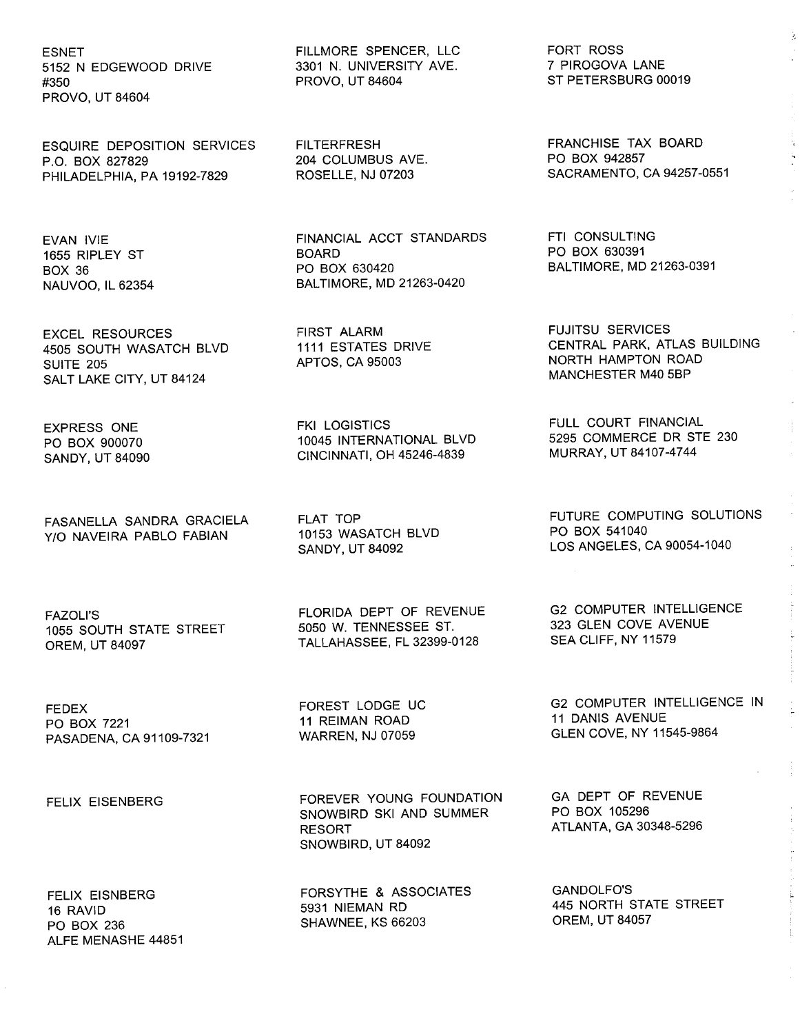ESNET
5152 N EDGEWOOD DRIVE
#350
PROVO, UT 84604

ESQUIRE DEPOSITION SERVICES
P.O. BOX 827829
PHILADELPHIA, PA 19192-7829

EVAN IVIE
1655 RIPLEY ST
BOX 36
NAUVOO, IL 62354

EXCEL RESOURCES
4505 SOUTH WASATCH BLVD
SUITE 205
SALT LAKE CITY, UT 84124

EXPRESS ONE
PO BOX 900070
SANDY, UT 84090

FASANELLA SANDRA GRACIELA
Y/O NAVEIRA PABLO FABIAN

FAZOLI'S
1055 SOUTH STATE STREET
OREM, UT 84097

FEDEX
PO BOX 7221
PASADENA, CA 91109-7321

FELIX EISENBERG

FELIX EISNBERG
16 RAVID
PO BOX 236
ALFE MENASHE 44851

FILLMORE SPENCER, LLC
3301 N. UNIVERSITY AVE.
PROVO, UT 84604

FILTERFRESH
204 COLUMBUS AVE.
ROSELLE, NJ 07203

FINANCIAL ACCT STANDARDS
BOARD
PO BOX 630420
BALTIMORE, MD 21263-0420

FIRST ALARM
1111 ESTATES DRIVE
APTOS, CA 95003

FKI LOGISTICS
10045 INTERNATIONAL BLVD
CINCINNATI, OH 45246-4839

FLAT TOP
10153 WASATCH BLVD
SANDY, UT 84092

FLORIDA DEPT OF REVENUE
5050 W. TENNESSEE ST.
TALLAHASSEE, FL 32399-0128

FOREST LODGE UC
11 REIMAN ROAD
WARREN, NJ 07059

FOREVER YOUNG FOUNDATION
SNOWBIRD SKI AND SUMMER
RESORT
SNOWBIRD, UT 84092

FORSYTHE & ASSOCIATES
5931 NIEMAN RD
SHAWNEE, KS 66203

FORT ROSS
7 PIROGOVA LANE
ST PETERSBURG 00019

FRANCHISE TAX BOARD
PO BOX 942857
SACRAMENTO, CA 94257-0551

FTI CONSULTING
PO BOX 630391
BALTIMORE, MD 21263-0391

FUJITSU SERVICES
CENTRAL PARK, ATLAS BUILDING
NORTH HAMPTON ROAD
MANCHESTER M40 5BP

FULL COURT FINANCIAL
5295 COMMERCE DR STE 230
MURRAY, UT 84107-4744

FUTURE COMPUTING SOLUTIONS
PO BOX 541040
LOS ANGELES, CA 90054-1040

G2 COMPUTER INTELLIGENCE
323 GLEN COVE AVENUE
SEA CLIFF, NY 11579

G2 COMPUTER INTELLIGENCE IN
11 DANIS AVENUE
GLEN COVE, NY 11545-9864

GA DEPT OF REVENUE
PO BOX 105296
ATLANTA, GA 30348-5296

GANDOLFO'S
445 NORTH STATE STREET
OREM, UT 84057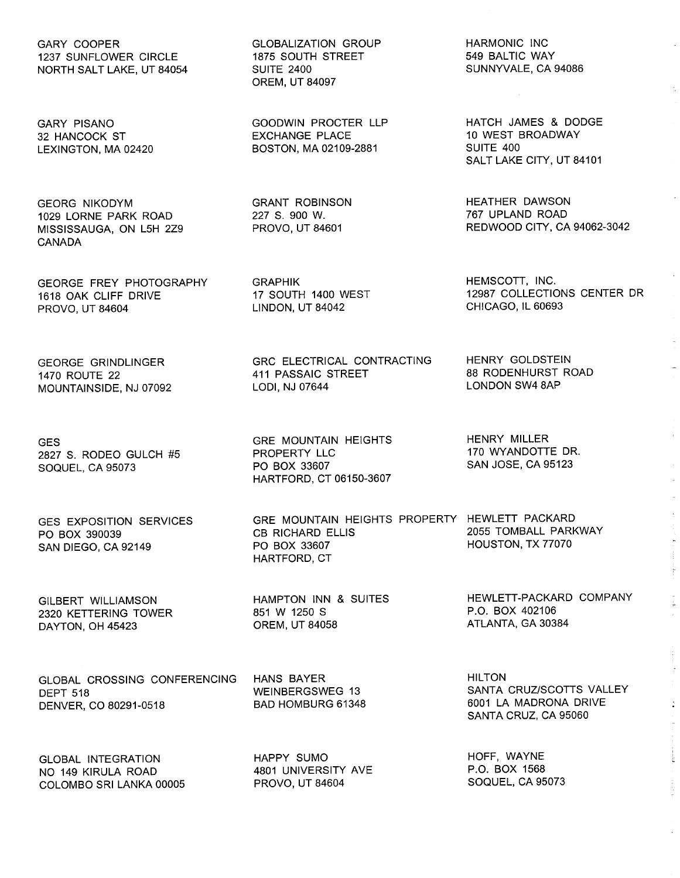GARY COOPER
1237 SUNFLOWER CIRCLE
NORTH SALT LAKE, UT 84054

GARY PISANO
32 HANCOCK ST
LEXINGTON, MA 02420

GEORG NIKODYM
1029 LORNE PARK ROAD
MISSISSAUGA, ON L5H 2Z9
CANADA

GEORGE FREY PHOTOGRAPHY
1618 OAK CLIFF DRIVE
PROVO, UT 84604

GEORGE GRINDLINGER
1470 ROUTE 22
MOUNTAINSIDE, NJ 07092

GES
2827 S. RODEO GULCH #5
SOQUEL, CA 95073

GES EXPOSITION SERVICES
PO BOX 390039
SAN DIEGO, CA 92149

GILBERT WILLIAMSON
2320 KETTERING TOWER
DAYTON, OH 45423

GLOBAL CROSSING CONFERENCING
DEPT 518
DENVER, CO 80291-0518

GLOBAL INTEGRATION
NO 149 KIRULA ROAD
COLOMBO SRI LANKA 00005

GLOBALIZATION GROUP
1875 SOUTH STREET
SUITE 2400
OREM, UT 84097

GOODWIN PROCTER LLP
EXCHANGE PLACE
BOSTON, MA 02109-2881

GRANT ROBINSON
227 S. 900 W.
PROVO, UT 84601

GRAPHIK
17 SOUTH 1400 WEST
LINDON, UT 84042

GRC ELECTRICAL CONTRACTING
411 PASSAIC STREET
LODI, NJ 07644

GRE MOUNTAIN HEIGHTS
PROPERTY LLC
PO BOX 33607
HARTFORD, CT 06150-3607

GRE MOUNTAIN HEIGHTS PROPERTY
CB RICHARD ELLIS
PO BOX 33607
HARTFORD, CT

HAMPTON INN & SUITES
851 W 1250 S
OREM, UT 84058

HANS BAYER
WEINBERGSWEG 13
BAD HOMBURG 61348

HAPPY SUMO
4801 UNIVERSITY AVE
PROVO, UT 84604

HARMONIC INC
549 BALTIC WAY
SUNNYVALE, CA 94086

HATCH JAMES & DODGE
10 WEST BROADWAY
SUITE 400
SALT LAKE CITY, UT 84101

HEATHER DAWSON
767 UPLAND ROAD
REDWOOD CITY, CA 94062-3042

HEMSCOTT, INC.
12987 COLLECTIONS CENTER DR
CHICAGO, IL 60693

HENRY GOLDSTEIN
88 RODENHURST ROAD
LONDON SW4 8AP

HENRY MILLER
170 WYANDOTTE DR.
SAN JOSE, CA 95123

HEWLETT PACKARD
2055 TOMBALL PARKWAY
HOUSTON, TX 77070

HEWLETT-PACKARD COMPANY
P.O. BOX 402106
ATLANTA, GA 30384

HILTON
SANTA CRUZ/SCOTTS VALLEY
6001 LA MADRONA DRIVE
SANTA CRUZ, CA 95060

HOFF, WAYNE
P.O. BOX 1568
SOQUEL, CA 95073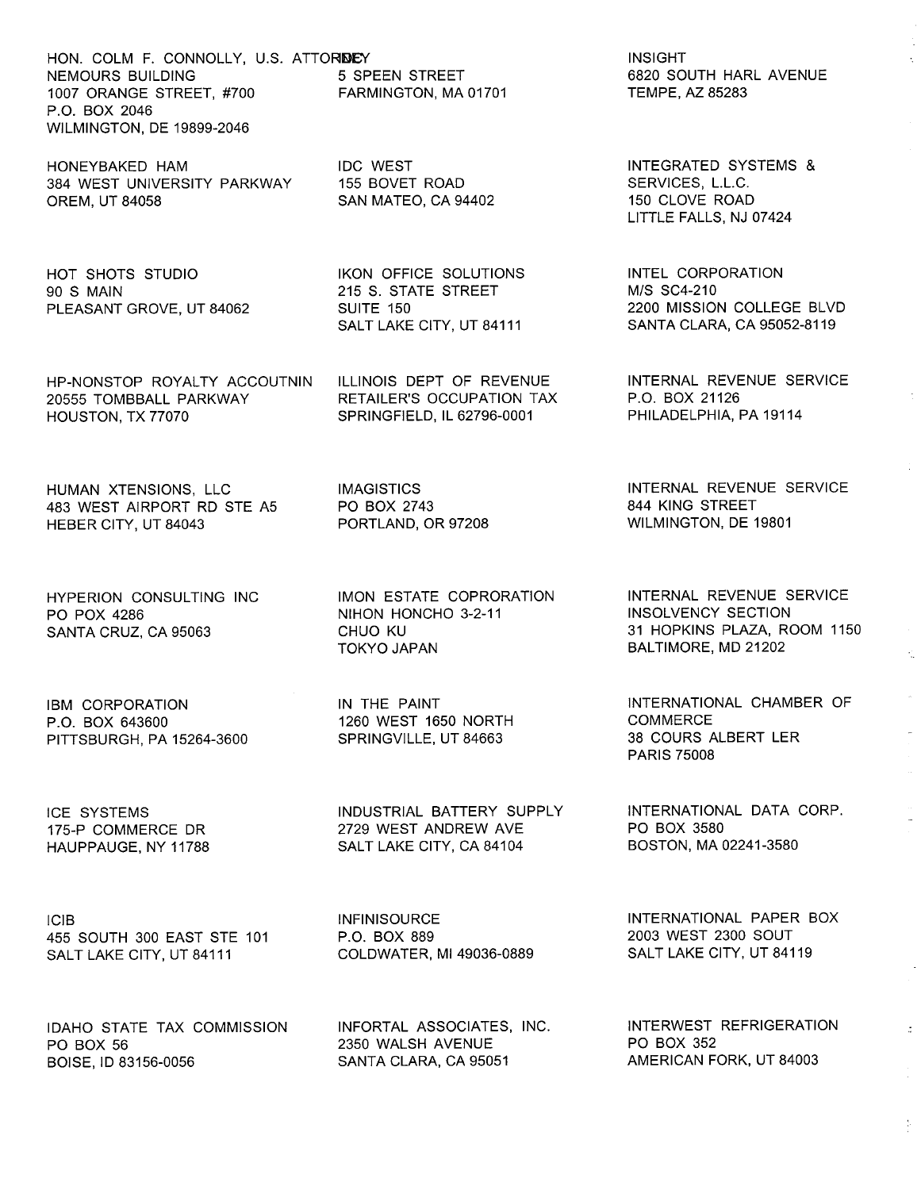HON. COLM F. CONNOLLY, U.S. ATTORNEY
NEMOURS BUILDING
1007 ORANGE STREET, #700
P.O. BOX 2046
WILMINGTON, DE 19899-2046

HONEYBAKED HAM
384 WEST UNIVERSITY PARKWAY
OREM, UT 84058

HOT SHOTS STUDIO
90 S MAIN
PLEASANT GROVE, UT 84062

HP-NONSTOP ROYALTY ACCOUTNIN
20555 TOMBBALL PARKWAY
HOUSTON, TX 77070

HUMAN XTENSIONS, LLC
483 WEST AIRPORT RD STE A5
HEBER CITY, UT 84043

HYPERION CONSULTING INC
PO POX 4286
SANTA CRUZ, CA 95063

IBM CORPORATION
P.O. BOX 643600
PITTSBURGH, PA 15264-3600

ICE SYSTEMS
175-P COMMERCE DR
HAUPPAUGE, NY 11788

ICIB
455 SOUTH 300 EAST STE 101
SALT LAKE CITY, UT 84111

IDAHO STATE TAX COMMISSION
PO BOX 56
BOISE, ID 83156-0056

5 SPEEN STREET
FARMINGTON, MA 01701

IDC WEST
155 BOVET ROAD
SAN MATEO, CA 94402

IKON OFFICE SOLUTIONS
215 S. STATE STREET
SUITE 150
SALT LAKE CITY, UT 84111

ILLINOIS DEPT OF REVENUE
RETAILER'S OCCUPATION TAX
SPRINGFIELD, IL 62796-0001

IMAGISTICS
PO BOX 2743
PORTLAND, OR 97208

IMON ESTATE COPRORATION
NIHON HONCHO 3-2-11
CHUO KU
TOKYO JAPAN

IN THE PAINT
1260 WEST 1650 NORTH
SPRINGVILLE, UT 84663

INDUSTRIAL BATTERY SUPPLY
2729 WEST ANDREW AVE
SALT LAKE CITY, CA 84104

INFINISOURCE
P.O. BOX 889
COLDWATER, MI 49036-0889

INFORTAL ASSOCIATES, INC.
2350 WALSH AVENUE
SANTA CLARA, CA 95051

INSIGHT
6820 SOUTH HARL AVENUE
TEMPE, AZ 85283

INTEGRATED SYSTEMS &
SERVICES, L.L.C.
150 CLOVE ROAD
LITTLE FALLS, NJ 07424

INTEL CORPORATION
M/S SC4-210
2200 MISSION COLLEGE BLVD
SANTA CLARA, CA 95052-8119

INTERNAL REVENUE SERVICE
P.O. BOX 21126
PHILADELPHIA, PA 19114

INTERNAL REVENUE SERVICE
844 KING STREET
WILMINGTON, DE 19801

INTERNAL REVENUE SERVICE
INSOLVENCY SECTION
31 HOPKINS PLAZA, ROOM 1150
BALTIMORE, MD 21202

INTERNATIONAL CHAMBER OF
COMMERCE
38 COURS ALBERT LER
PARIS 75008

INTERNATIONAL DATA CORP.
PO BOX 3580
BOSTON, MA 02241-3580

INTERNATIONAL PAPER BOX
2003 WEST 2300 SOUT
SALT LAKE CITY, UT 84119

INTERWEST REFRIGERATION
PO BOX 352
AMERICAN FORK, UT 84003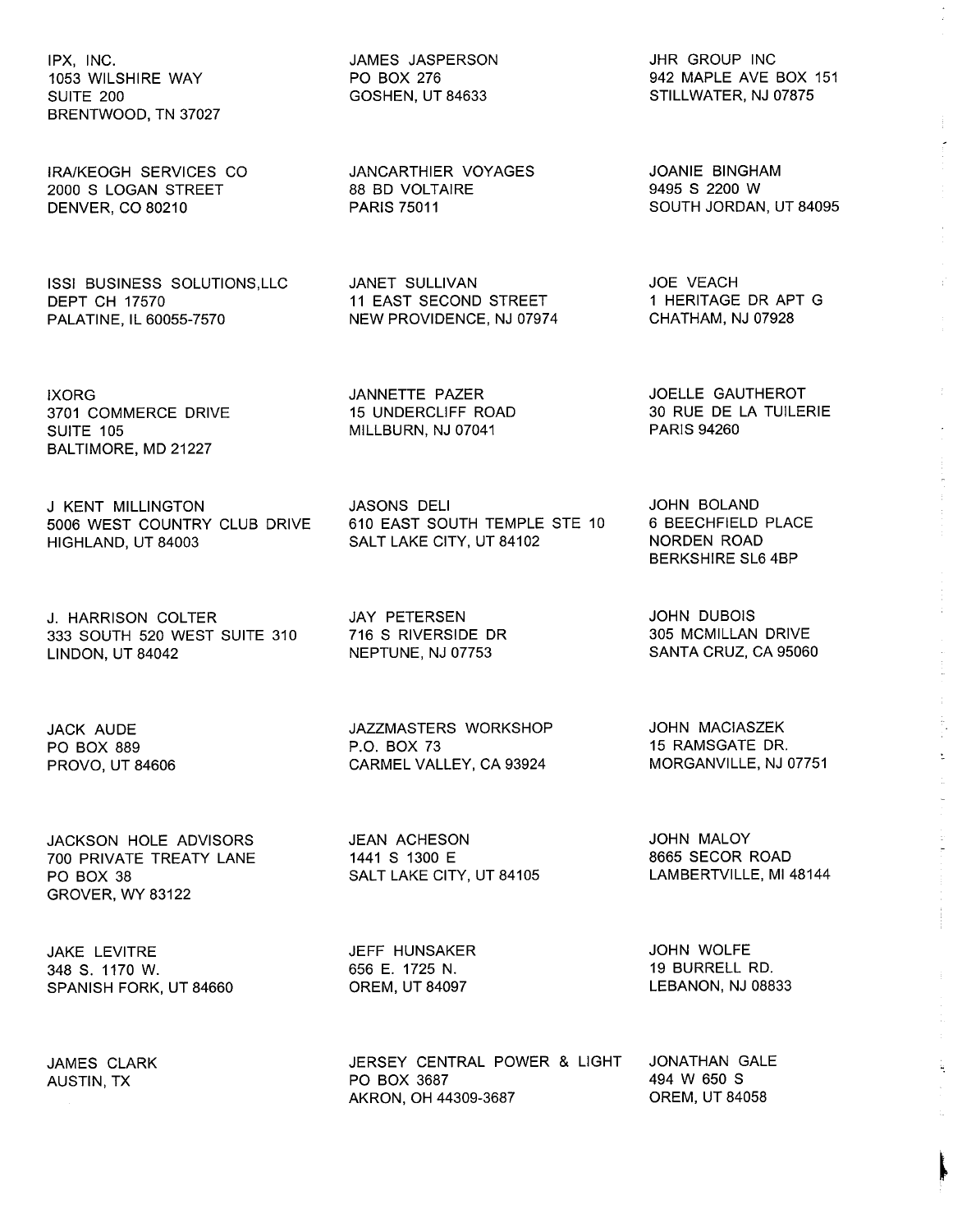IPX, INC.
1053 WILSHIRE WAY
SUITE 200
BRENTWOOD, TN 37027

IRA/KEOGH SERVICES CO
2000 S LOGAN STREET
DENVER, CO 80210

ISSI BUSINESS SOLUTIONS,LLC
DEPT CH 17570
PALATINE, IL 60055-7570

IXORG
3701 COMMERCE DRIVE
SUITE 105
BALTIMORE, MD 21227

J KENT MILLINGTON
5006 WEST COUNTRY CLUB DRIVE
HIGHLAND, UT 84003

J. HARRISON COLTER
333 SOUTH 520 WEST SUITE 310
LINDON, UT 84042

JACK AUDE
PO BOX 889
PROVO, UT 84606

JACKSON HOLE ADVISORS
700 PRIVATE TREATY LANE
PO BOX 38
GROVER, WY 83122

JAKE LEVITRE
348 S. 1170 W.
SPANISH FORK, UT 84660

JAMES CLARK
AUSTIN, TX

JAMES JASPERSON
PO BOX 276
GOSHEN, UT 84633

JANCARTHIER VOYAGES
88 BD VOLTAIRE
PARIS 75011

JANET SULLIVAN
11 EAST SECOND STREET
NEW PROVIDENCE, NJ 07974

JANNETTE PAZER
15 UNDERCLIFF ROAD
MILLBURN, NJ 07041

JASONS DELI
610 EAST SOUTH TEMPLE STE 10
SALT LAKE CITY, UT 84102

JAY PETERSEN
716 S RIVERSIDE DR
NEPTUNE, NJ 07753

JAZZMASTERS WORKSHOP
P.O. BOX 73
CARMEL VALLEY, CA 93924

JEAN ACHESON
1441 S 1300 E
SALT LAKE CITY, UT 84105

JEFF HUNSAKER
656 E. 1725 N.
OREM, UT 84097

JERSEY CENTRAL POWER & LIGHT
PO BOX 3687
AKRON, OH 44309-3687

JHR GROUP INC
942 MAPLE AVE BOX 151
STILLWATER, NJ 07875

JOANIE BINGHAM
9495 S 2200 W
SOUTH JORDAN, UT 84095

JOE VEACH
1 HERITAGE DR APT G
CHATHAM, NJ 07928

JOELLE GAUTHEROT
30 RUE DE LA TUILERIE
PARIS 94260

JOHN BOLAND
6 BEECHFIELD PLACE
NORDEN ROAD
BERKSHIRE SL6 4BP

JOHN DUBOIS
305 MCMILLAN DRIVE
SANTA CRUZ, CA 95060

JOHN MACIASZEK
15 RAMSGATE DR.
MORGANVILLE, NJ 07751

JOHN MALOY
8665 SECOR ROAD
LAMBERTVILLE, MI 48144

JOHN WOLFE
19 BURRELL RD.
LEBANON, NJ 08833

JONATHAN GALE
494 W 650 S
OREM, UT 84058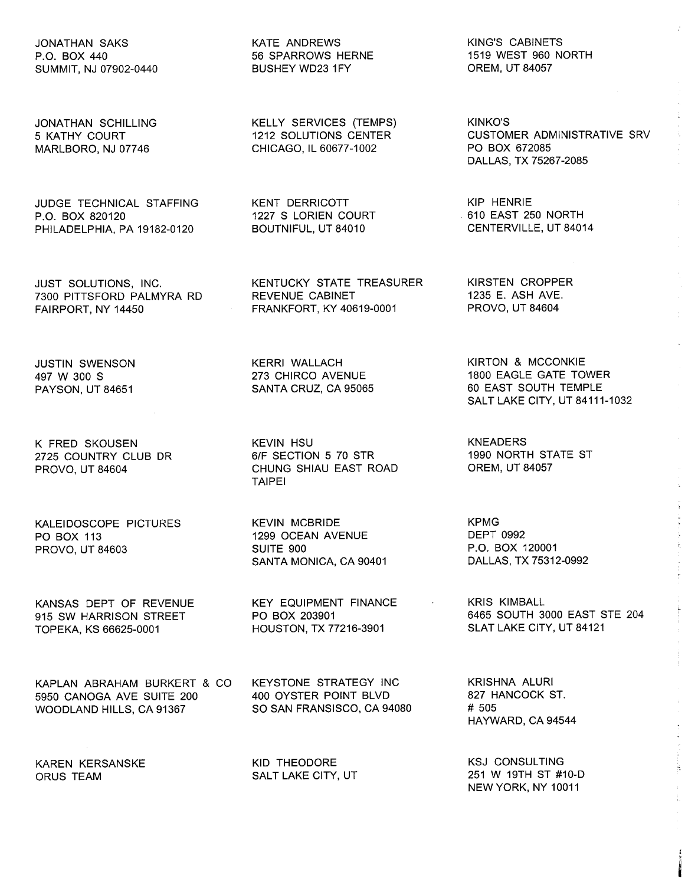JONATHAN SAKS
P.O. BOX 440
SUMMIT, NJ 07902-0440

JONATHAN SCHILLING
5 KATHY COURT
MARLBORO, NJ 07746

JUDGE TECHNICAL STAFFING
P.O. BOX 820120
PHILADELPHIA, PA 19182-0120

JUST SOLUTIONS, INC.
7300 PITTSFORD PALMYRA RD
FAIRPORT, NY 14450

JUSTIN SWENSON
497 W 300 S
PAYSON, UT 84651

K FRED SKOUSEN
2725 COUNTRY CLUB DR
PROVO, UT 84604

KALEIDOSCOPE PICTURES
PO BOX 113
PROVO, UT 84603

KANSAS DEPT OF REVENUE
915 SW HARRISON STREET
TOPEKA, KS 66625-0001

KAPLAN ABRAHAM BURKERT & CO
5950 CANOGA AVE SUITE 200
WOODLAND HILLS, CA 91367

KAREN KERSANSKE
ORUS TEAM

KATE ANDREWS
56 SPARROWS HERNE
BUSHEY WD23 1FY

KELLY SERVICES (TEMPS)
1212 SOLUTIONS CENTER
CHICAGO, IL 60677-1002

KENT DERRICOTT
1227 S LORIEN COURT
BOUTNIFUL, UT 84010

KENTUCKY STATE TREASURER
REVENUE CABINET
FRANKFORT, KY 40619-0001

KERRI WALLACH
273 CHIRCO AVENUE
SANTA CRUZ, CA 95065

KEVIN HSU
6/F SECTION 5 70 STR
CHUNG SHIAU EAST ROAD
TAIPEI

KEVIN MCBRIDE
1299 OCEAN AVENUE
SUITE 900
SANTA MONICA, CA 90401

KEY EQUIPMENT FINANCE
PO BOX 203901
HOUSTON, TX 77216-3901

KEYSTONE STRATEGY INC
400 OYSTER POINT BLVD
SO SAN FRANSISCO, CA 94080

KID THEODORE
SALT LAKE CITY, UT

KING'S CABINETS
1519 WEST 960 NORTH
OREM, UT 84057

KINKO'S
CUSTOMER ADMINISTRATIVE SRV
PO BOX 672085
DALLAS, TX 75267-2085

KIP HENRIE
610 EAST 250 NORTH
CENTERVILLE, UT 84014

KIRSTEN CROPPER
1235 E. ASH AVE.
PROVO, UT 84604

KIRTON & MCCONKIE
1800 EAGLE GATE TOWER
60 EAST SOUTH TEMPLE
SALT LAKE CITY, UT 84111-1032

KNEADERS
1990 NORTH STATE ST
OREM, UT 84057

KPMG
DEPT 0992
P.O. BOX 120001
DALLAS, TX 75312-0992

KRIS KIMBALL
6465 SOUTH 3000 EAST STE 204
SLAT LAKE CITY, UT 84121

KRISHNA ALURI
827 HANCOCK ST.
# 505
HAYWARD, CA 94544

KSJ CONSULTING
251 W 19TH ST #10-D
NEW YORK, NY 10011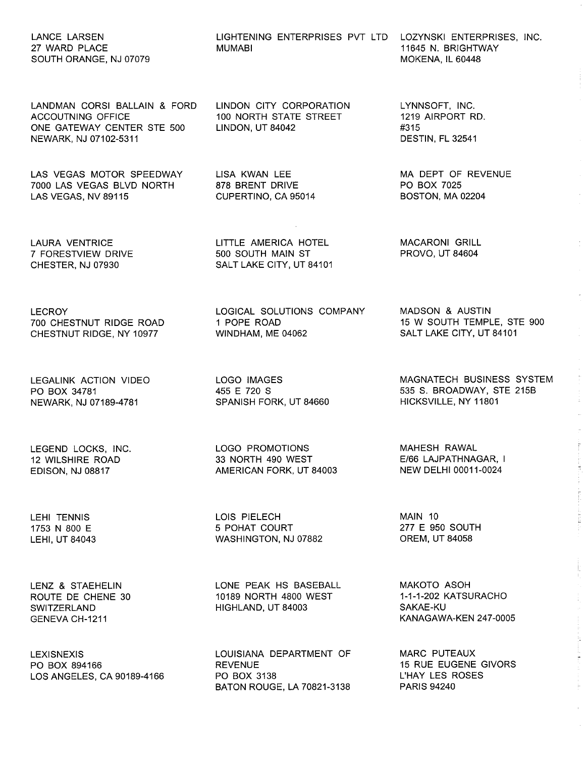LANCE LARSEN
27 WARD PLACE
SOUTH ORANGE, NJ 07079

LANDMAN CORSI BALLAIN & FORD
ACCOUTNING OFFICE
ONE GATEWAY CENTER STE 500
NEWARK, NJ 07102-5311

LAS VEGAS MOTOR SPEEDWAY
7000 LAS VEGAS BLVD NORTH
LAS VEGAS, NV 89115

LAURA VENTRICE
7 FORESTVIEW DRIVE
CHESTER, NJ 07930

LECROY
700 CHESTNUT RIDGE ROAD
CHESTNUT RIDGE, NY 10977

LEGALINK ACTION VIDEO
PO BOX 34781
NEWARK, NJ 07189-4781

LEGEND LOCKS, INC.
12 WILSHIRE ROAD
EDISON, NJ 08817

LEHI TENNIS
1753 N 800 E
LEHI, UT 84043

LENZ & STAEHELIN
ROUTE DE CHENE 30
SWITZERLAND
GENEVA CH-1211

LEXISNEXIS
PO BOX 894166
LOS ANGELES, CA 90189-4166

LIGHTENING ENTERPRISES PVT LTD
MUMABI

LINDON CITY CORPORATION
100 NORTH STATE STREET
LINDON, UT 84042

LISA KWAN LEE
878 BRENT DRIVE
CUPERTINO, CA 95014

LITTLE AMERICA HOTEL
500 SOUTH MAIN ST
SALT LAKE CITY, UT 84101

LOGICAL SOLUTIONS COMPANY
1 POPE ROAD
WINDHAM, ME 04062

LOGO IMAGES
455 E 720 S
SPANISH FORK, UT 84660

LOGO PROMOTIONS
33 NORTH 490 WEST
AMERICAN FORK, UT 84003

LOIS PIELECH
5 POHAT COURT
WASHINGTON, NJ 07882

LONE PEAK HS BASEBALL
10189 NORTH 4800 WEST
HIGHLAND, UT 84003

LOUISIANA DEPARTMENT OF
REVENUE
PO BOX 3138
BATON ROUGE, LA 70821-3138

LOZYNSKI ENTERPRISES, INC.
11645 N. BRIGHTWAY
MOKENA, IL 60448

LYNNSOFT, INC.
1219 AIRPORT RD.
#315
DESTIN, FL 32541

MA DEPT OF REVENUE
PO BOX 7025
BOSTON, MA 02204

MACARONI GRILL
PROVO, UT 84604

MADSON & AUSTIN
15 W SOUTH TEMPLE, STE 900
SALT LAKE CITY, UT 84101

MAGNATECH BUSINESS SYSTEM
535 S. BROADWAY, STE 215B
HICKSVILLE, NY 11801

MAHESH RAWAL
E/66 LAJPATHNAGAR, I
NEW DELHI 00011-0024

MAIN 10
277 E 950 SOUTH
OREM, UT 84058

MAKOTO ASOH
1-1-1-202 KATSURACHO
SAKAE-KU
KANAGAWA-KEN 247-0005

MARC PUTEAUX
15 RUE EUGENE GIVORS
L'HAY LES ROSES
PARIS 94240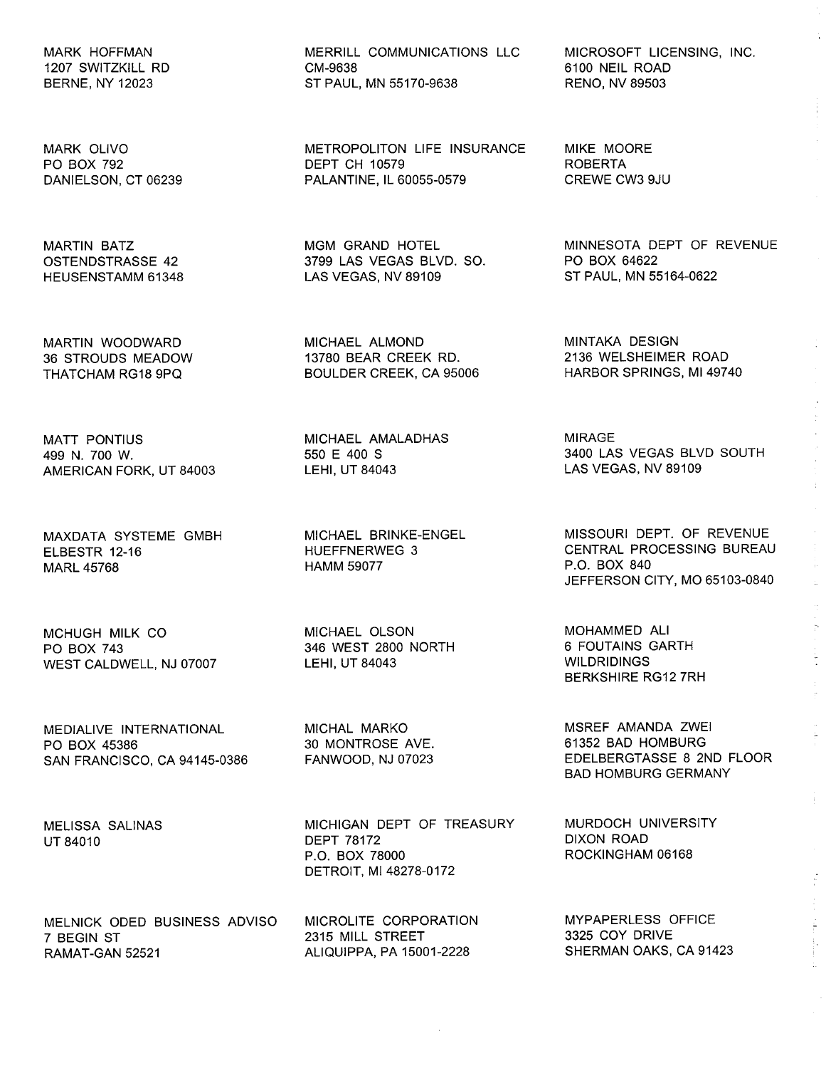MARK HOFFMAN
1207 SWITZKILL RD
BERNE, NY 12023

MARK OLIVO
PO BOX 792
DANIELSON, CT 06239

MARTIN BATZ
OSTENDSTRASSE 42
HEUSENSTAMM 61348

MARTIN WOODWARD
36 STROUDS MEADOW
THATCHAM RG18 9PQ

MATT PONTIUS
499 N. 700 W.
AMERICAN FORK, UT 84003

MAXDATA SYSTEME GMBH
ELBESTR 12-16
MARL 45768

MCHUGH MILK CO
PO BOX 743
WEST CALDWELL, NJ 07007

MEDIALIVE INTERNATIONAL
PO BOX 45386
SAN FRANCISCO, CA 94145-0386

MELISSA SALINAS
UT 84010

MELNICK ODED BUSINESS ADVISO
7 BEGIN ST
RAMAT-GAN 52521

MERRILL COMMUNICATIONS LLC
CM-9638
ST PAUL, MN 55170-9638

METROPOLITON LIFE INSURANCE
DEPT CH 10579
PALANTINE, IL 60055-0579

MGM GRAND HOTEL
3799 LAS VEGAS BLVD. SO.
LAS VEGAS, NV 89109

MICHAEL ALMOND
13780 BEAR CREEK RD.
BOULDER CREEK, CA 95006

MICHAEL AMALADHAS
550 E 400 S
LEHI, UT 84043

MICHAEL BRINKE-ENGEL
HUEFFNERWEG 3
HAMM 59077

MICHAEL OLSON
346 WEST 2800 NORTH
LEHI, UT 84043

MICHAL MARKO
30 MONTROSE AVE.
FANWOOD, NJ 07023

MICHIGAN DEPT OF TREASURY
DEPT 78172
P.O. BOX 78000
DETROIT, MI 48278-0172

MICROLITE CORPORATION
2315 MILL STREET
ALIQUIPPA, PA 15001-2228

MICROSOFT LICENSING, INC.
6100 NEIL ROAD
RENO, NV 89503

MIKE MOORE
ROBERTA
CREWE CW3 9JU

MINNESOTA DEPT OF REVENUE
PO BOX 64622
ST PAUL, MN 55164-0622

MINTAKA DESIGN
2136 WELSHEIMER ROAD
HARBOR SPRINGS, MI 49740

MIRAGE
3400 LAS VEGAS BLVD SOUTH
LAS VEGAS, NV 89109

MISSOURI DEPT. OF REVENUE
CENTRAL PROCESSING BUREAU
P.O. BOX 840
JEFFERSON CITY, MO 65103-0840

MOHAMMED ALI
6 FOUTAINS GARTH
WILDRIDINGS
BERKSHIRE RG12 7RH

MSREF AMANDA ZWEI
61352 BAD HOMBURG
EDELBERGTASSE 8 2ND FLOOR
BAD HOMBURG GERMANY

MURDOCH UNIVERSITY
DIXON ROAD
ROCKINGHAM 06168

MYPAPERLESS OFFICE
3325 COY DRIVE
SHERMAN OAKS, CA 91423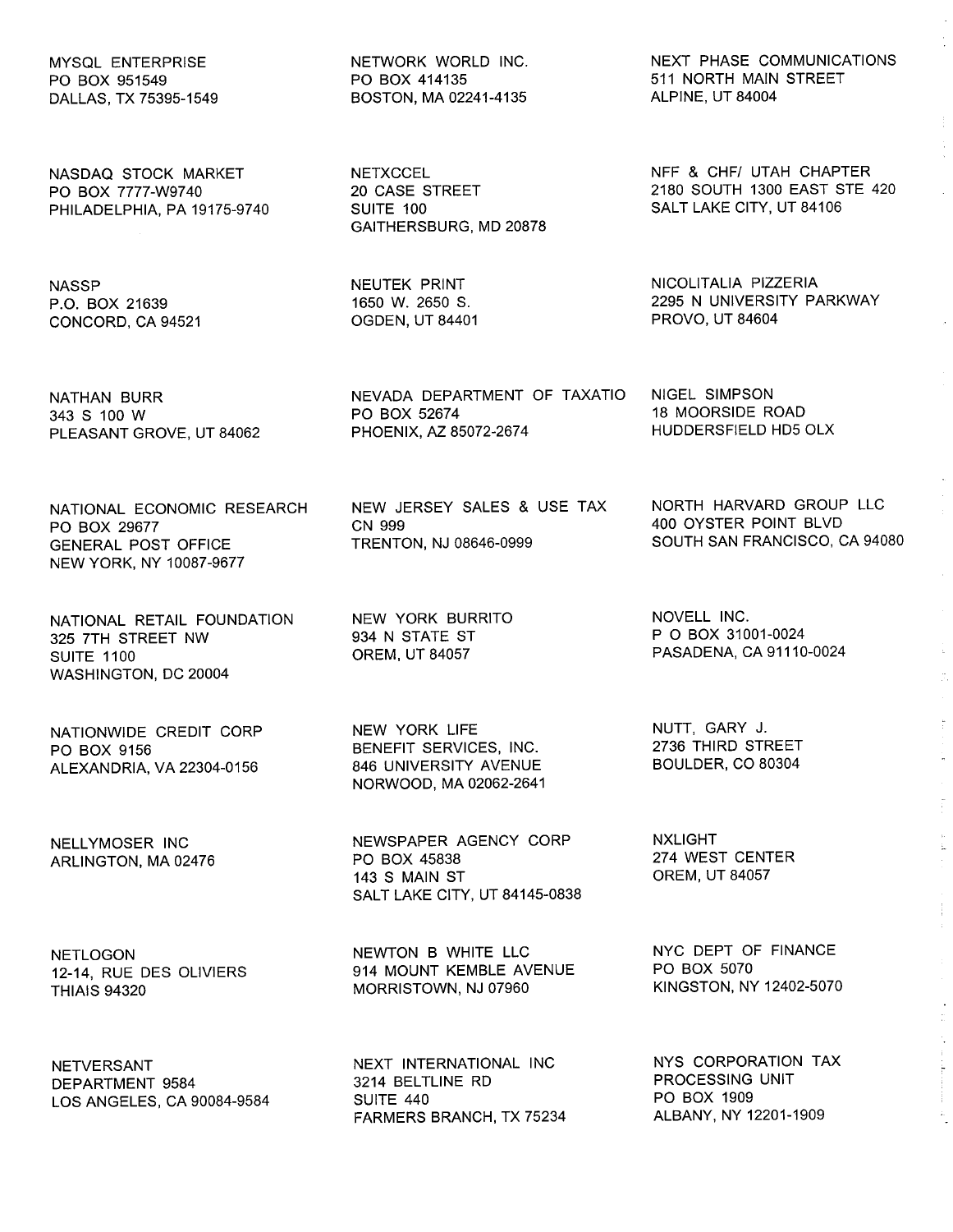MYSQL ENTERPRISE
PO BOX 951549
DALLAS, TX 75395-1549

NASDAQ STOCK MARKET
PO BOX 7777-W9740
PHILADELPHIA, PA 19175-9740

NASSP
P.O. BOX 21639
CONCORD, CA 94521

NATHAN BURR
343 S 100 W
PLEASANT GROVE, UT 84062

NATIONAL ECONOMIC RESEARCH
PO BOX 29677
GENERAL POST OFFICE
NEW YORK, NY 10087-9677

NATIONAL RETAIL FOUNDATION
325 7TH STREET NW
SUITE 1100
WASHINGTON, DC 20004

NATIONWIDE CREDIT CORP
PO BOX 9156
ALEXANDRIA, VA 22304-0156

NELLYMOSER INC
ARLINGTON, MA 02476

NETLOGON
12-14, RUE DES OLIVIERS
THIAIS 94320

NETVERSANT
DEPARTMENT 9584
LOS ANGELES, CA 90084-9584

NETWORK WORLD INC.
PO BOX 414135
BOSTON, MA 02241-4135

NETXCCEL
20 CASE STREET
SUITE 100
GAITHERSBURG, MD 20878

NEUTEK PRINT
1650 W. 2650 S.
OGDEN, UT 84401

NEVADA DEPARTMENT OF TAXATIO
PO BOX 52674
PHOENIX, AZ 85072-2674

NEW JERSEY SALES & USE TAX
CN 999
TRENTON, NJ 08646-0999

NEW YORK BURRITO
934 N STATE ST
OREM, UT 84057

NEW YORK LIFE
BENEFIT SERVICES, INC.
846 UNIVERSITY AVENUE
NORWOOD, MA 02062-2641

NEWSPAPER AGENCY CORP
PO BOX 45838
143 S MAIN ST
SALT LAKE CITY, UT 84145-0838

NEWTON B WHITE LLC
914 MOUNT KEMBLE AVENUE
MORRISTOWN, NJ 07960

NEXT INTERNATIONAL INC
3214 BELTLINE RD
SUITE 440
FARMERS BRANCH, TX 75234

NEXT PHASE COMMUNICATIONS
511 NORTH MAIN STREET
ALPINE, UT 84004

NFF & CHF/ UTAH CHAPTER
2180 SOUTH 1300 EAST STE 420
SALT LAKE CITY, UT 84106

NICOLITALIA PIZZERIA
2295 N UNIVERSITY PARKWAY
PROVO, UT 84604

NIGEL SIMPSON
18 MOORSIDE ROAD
HUDDERSFIELD HD5 OLX

NORTH HARVARD GROUP LLC
400 OYSTER POINT BLVD
SOUTH SAN FRANCISCO, CA 94080

NOVELL INC.
P O BOX 31001-0024
PASADENA, CA 91110-0024

NUTT, GARY J.
2736 THIRD STREET
BOULDER, CO 80304

NXLIGHT
274 WEST CENTER
OREM, UT 84057

NYC DEPT OF FINANCE
PO BOX 5070
KINGSTON, NY 12402-5070

NYS CORPORATION TAX
PROCESSING UNIT
PO BOX 1909
ALBANY, NY 12201-1909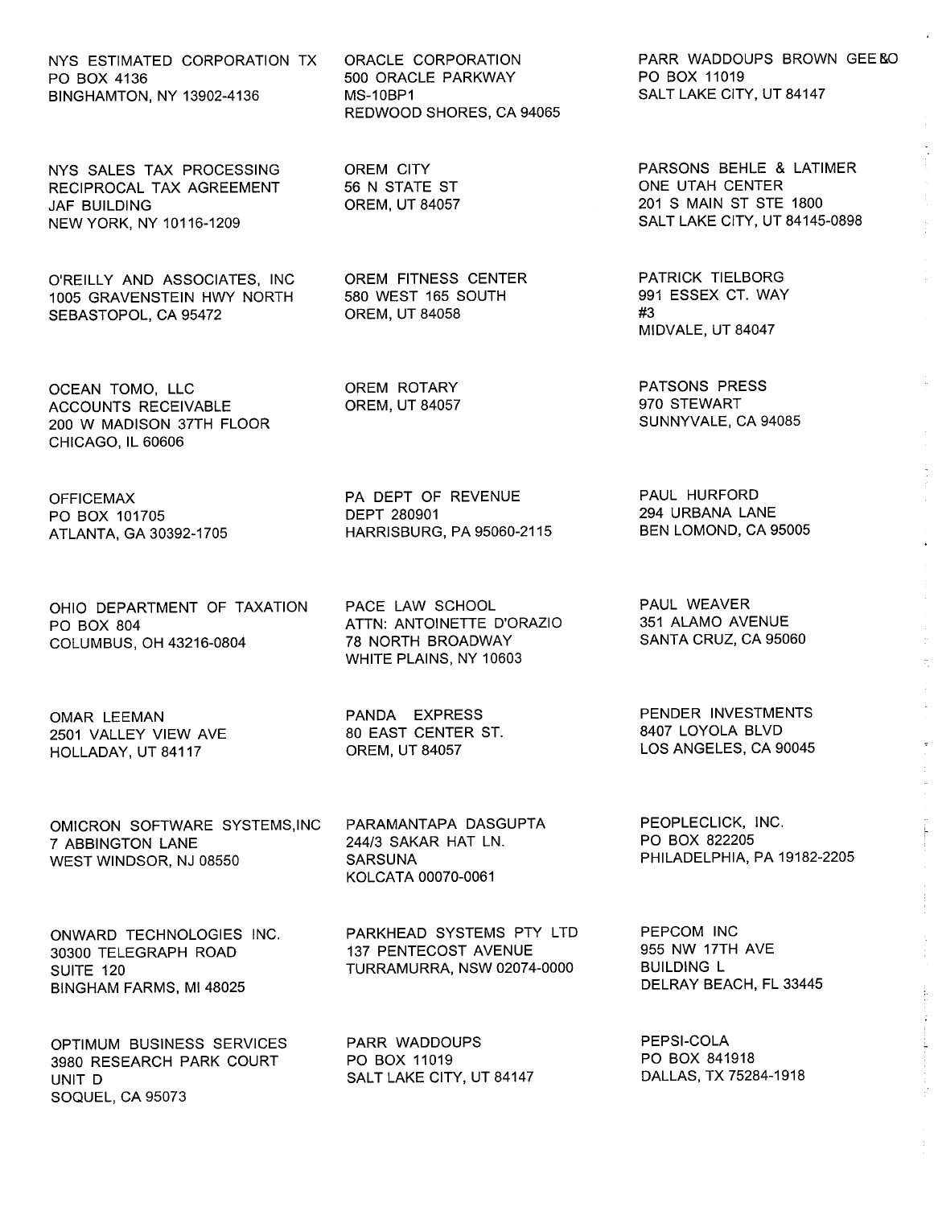NYS ESTIMATED CORPORATION TX
PO BOX 4136
BINGHAMTON, NY 13902-4136

NYS SALES TAX PROCESSING
RECIPROCAL TAX AGREEMENT
JAF BUILDING
NEW YORK, NY 10116-1209

O'REILLY AND ASSOCIATES, INC
1005 GRAVENSTEIN HWY NORTH
SEBASTOPOL, CA 95472

OCEAN TOMO, LLC
ACCOUNTS RECEIVABLE
200 W MADISON 37TH FLOOR
CHICAGO, IL 60606

OFFICEMAX
PO BOX 101705
ATLANTA, GA 30392-1705

OHIO DEPARTMENT OF TAXATION
PO BOX 804
COLUMBUS, OH 43216-0804

OMAR LEEMAN
2501 VALLEY VIEW AVE
HOLLADAY, UT 84117

OMICRON SOFTWARE SYSTEMS,INC
7 ABBINGTON LANE
WEST WINDSOR, NJ 08550

ONWARD TECHNOLOGIES INC.
30300 TELEGRAPH ROAD
SUITE 120
BINGHAM FARMS, MI 48025

OPTIMUM BUSINESS SERVICES
3980 RESEARCH PARK COURT
UNIT D
SOQUEL, CA 95073

ORACLE CORPORATION
500 ORACLE PARKWAY
MS-10BP1
REDWOOD SHORES, CA 94065

OREM CITY
56 N STATE ST
OREM, UT 84057

OREM FITNESS CENTER
580 WEST 165 SOUTH
OREM, UT 84058

OREM ROTARY
OREM, UT 84057

PA DEPT OF REVENUE
DEPT 280901
HARRISBURG, PA 95060-2115

PACE LAW SCHOOL
ATTN: ANTOINETTE D'ORAZIO
78 NORTH BROADWAY
WHITE PLAINS, NY 10603

PANDA EXPRESS
80 EAST CENTER ST.
OREM, UT 84057

PARAMANTAPA DASGUPTA
244/3 SAKAR HAT LN.
SARSUNA
KOLCATA 00070-0061

PARKHEAD SYSTEMS PTY LTD
137 PENTECOST AVENUE
TURRAMURRA, NSW 02074-0000

PARR WADDOUPS
PO BOX 11019
SALT LAKE CITY, UT 84147

PARR WADDOUPS BROWN GEE &O
PO BOX 11019
SALT LAKE CITY, UT 84147

PARSONS BEHLE & LATIMER
ONE UTAH CENTER
201 S MAIN ST STE 1800
SALT LAKE CITY, UT 84145-0898

PATRICK TIELBORG
991 ESSEX CT. WAY
#3
MIDVALE, UT 84047

PATSONS PRESS
970 STEWART
SUNNYVALE, CA 94085

PAUL HURFORD
294 URBANA LANE
BEN LOMOND, CA 95005

PAUL WEAVER
351 ALAMO AVENUE
SANTA CRUZ, CA 95060

PENDER INVESTMENTS
8407 LOYOLA BLVD
LOS ANGELES, CA 90045

PEOPLECLICK, INC.
PO BOX 822205
PHILADELPHIA, PA 19182-2205

PEPCOM INC
955 NW 17TH AVE
BUILDING L
DELRAY BEACH, FL 33445

PEPSI-COLA
PO BOX 841918
DALLAS, TX 75284-1918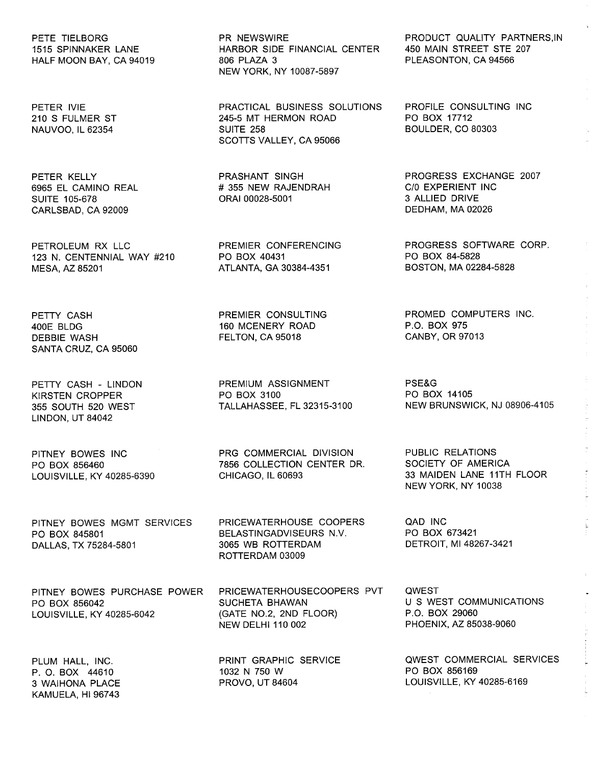PETE TIELBORG
1515 SPINNAKER LANE
HALF MOON BAY, CA 94019

PETER IVIE
210 S FULMER ST
NAUVOO, IL 62354

PETER KELLY
6965 EL CAMINO REAL
SUITE 105-678
CARLSBAD, CA 92009

PETROLEUM RX LLC
123 N. CENTENNIAL WAY #210
MESA, AZ 85201

PETTY CASH
400E BLDG
DEBBIE WASH
SANTA CRUZ, CA 95060

PETTY CASH - LINDON
KIRSTEN CROPPER
355 SOUTH 520 WEST
LINDON, UT 84042

PITNEY BOWES INC
PO BOX 856460
LOUISVILLE, KY 40285-6390

PITNEY BOWES MGMT SERVICES
PO BOX 845801
DALLAS, TX 75284-5801

PITNEY BOWES PURCHASE POWER
PO BOX 856042
LOUISVILLE, KY 40285-6042

PLUM HALL, INC.
P. O. BOX 44610
3 WAIHONA PLACE
KAMUELA, HI 96743

PR NEWSWIRE
HARBOR SIDE FINANCIAL CENTER
806 PLAZA 3
NEW YORK, NY 10087-5897

PRACTICAL BUSINESS SOLUTIONS
245-5 MT HERMON ROAD
SUITE 258
SCOTTS VALLEY, CA 95066

PRASHANT SINGH
# 355 NEW RAJENDRAH
ORAI 00028-5001

PREMIER CONFERENCING
PO BOX 40431
ATLANTA, GA 30384-4351

PREMIER CONSULTING
160 MCENERY ROAD
FELTON, CA 95018

PREMIUM ASSIGNMENT
PO BOX 3100
TALLAHASSEE, FL 32315-3100

PRG COMMERCIAL DIVISION
7856 COLLECTION CENTER DR.
CHICAGO, IL 60693

PRICEWATERHOUSE COOPERS
BELASTINGADVISEURS N.V.
3065 WB ROTTERDAM
ROTTERDAM 03009

PRICEWATERHOUSECOOPERS PVT
SUCHETA BHAWAN
(GATE NO.2, 2ND FLOOR)
NEW DELHI 110 002

PRINT GRAPHIC SERVICE
1032 N 750 W
PROVO, UT 84604

PRODUCT QUALITY PARTNERS,IN
450 MAIN STREET STE 207
PLEASONTON, CA 94566

PROFILE CONSULTING INC
PO BOX 17712
BOULDER, CO 80303

PROGRESS EXCHANGE 2007
C/0 EXPERIENT INC
3 ALLIED DRIVE
DEDHAM, MA 02026

PROGRESS SOFTWARE CORP.
PO BOX 84-5828
BOSTON, MA 02284-5828

PROMED COMPUTERS INC.
P.O. BOX 975
CANBY, OR 97013

PSE&G
PO BOX 14105
NEW BRUNSWICK, NJ 08906-4105

PUBLIC RELATIONS
SOCIETY OF AMERICA
33 MAIDEN LANE 11TH FLOOR
NEW YORK, NY 10038

QAD INC
PO BOX 673421
DETROIT, MI 48267-3421

QWEST
U S WEST COMMUNICATIONS
P.O. BOX 29060
PHOENIX, AZ 85038-9060

QWEST COMMERCIAL SERVICES
PO BOX 856169
LOUISVILLE, KY 40285-6169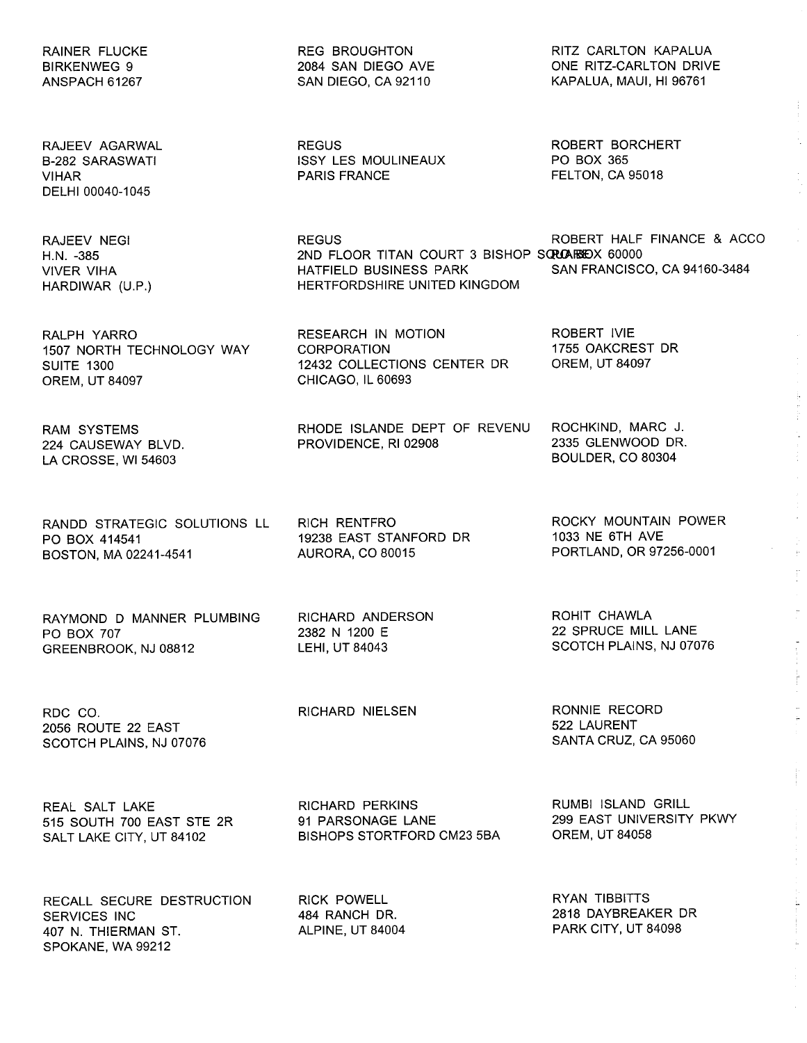RAINER FLUCKE
BIRKENWEG 9
ANSPACH 61267

RAJEEV AGARWAL
B-282 SARASWATI
VIHAR
DELHI 00040-1045

RAJEEV NEGI
H.N. -385
VIVER VIHA
HARDIWAR (U.P.)

RALPH YARRO
1507 NORTH TECHNOLOGY WAY
SUITE 1300
OREM, UT 84097

RAM SYSTEMS
224 CAUSEWAY BLVD.
LA CROSSE, WI 54603

RANDD STRATEGIC SOLUTIONS LL
PO BOX 414541
BOSTON, MA 02241-4541

RAYMOND D MANNER PLUMBING
PO BOX 707
GREENBROOK, NJ 08812

RDC CO.
2056 ROUTE 22 EAST
SCOTCH PLAINS, NJ 07076

REAL SALT LAKE
515 SOUTH 700 EAST STE 2R
SALT LAKE CITY, UT 84102

RECALL SECURE DESTRUCTION
SERVICES INC
407 N. THIERMAN ST.
SPOKANE, WA 99212

REG BROUGHTON
2084 SAN DIEGO AVE
SAN DIEGO, CA 92110

REGUS
ISSY LES MOULINEAUX
PARIS FRANCE

REGUS
2ND FLOOR TITAN COURT 3 BISHOP SQUARE
HATFIELD BUSINESS PARK
HERTFORDSHIRE UNITED KINGDOM

RESEARCH IN MOTION
CORPORATION
12432 COLLECTIONS CENTER DR
CHICAGO, IL 60693

RHODE ISLANDE DEPT OF REVENU
PROVIDENCE, RI 02908

RICH RENTFRO
19238 EAST STANFORD DR
AURORA, CO 80015

RICHARD ANDERSON
2382 N 1200 E
LEHI, UT 84043

RICHARD NIELSEN

RICHARD PERKINS
91 PARSONAGE LANE
BISHOPS STORTFORD CM23 5BA

RICK POWELL
484 RANCH DR.
ALPINE, UT 84004

RITZ CARLTON KAPALUA
ONE RITZ-CARLTON DRIVE
KAPALUA, MAUI, HI 96761

ROBERT BORCHERT
PO BOX 365
FELTON, CA 95018

ROBERT HALF FINANCE & ACCO
PO BOX 60000
SAN FRANCISCO, CA 94160-3484

ROBERT IVIE
1755 OAKCREST DR
OREM, UT 84097

ROCHKIND, MARC J.
2335 GLENWOOD DR.
BOULDER, CO 80304

ROCKY MOUNTAIN POWER
1033 NE 6TH AVE
PORTLAND, OR 97256-0001

ROHIT CHAWLA
22 SPRUCE MILL LANE
SCOTCH PLAINS, NJ 07076

RONNIE RECORD
522 LAURENT
SANTA CRUZ, CA 95060

RUMBI ISLAND GRILL
299 EAST UNIVERSITY PKWY
OREM, UT 84058

RYAN TIBBITTS
2818 DAYBREAKER DR
PARK CITY, UT 84098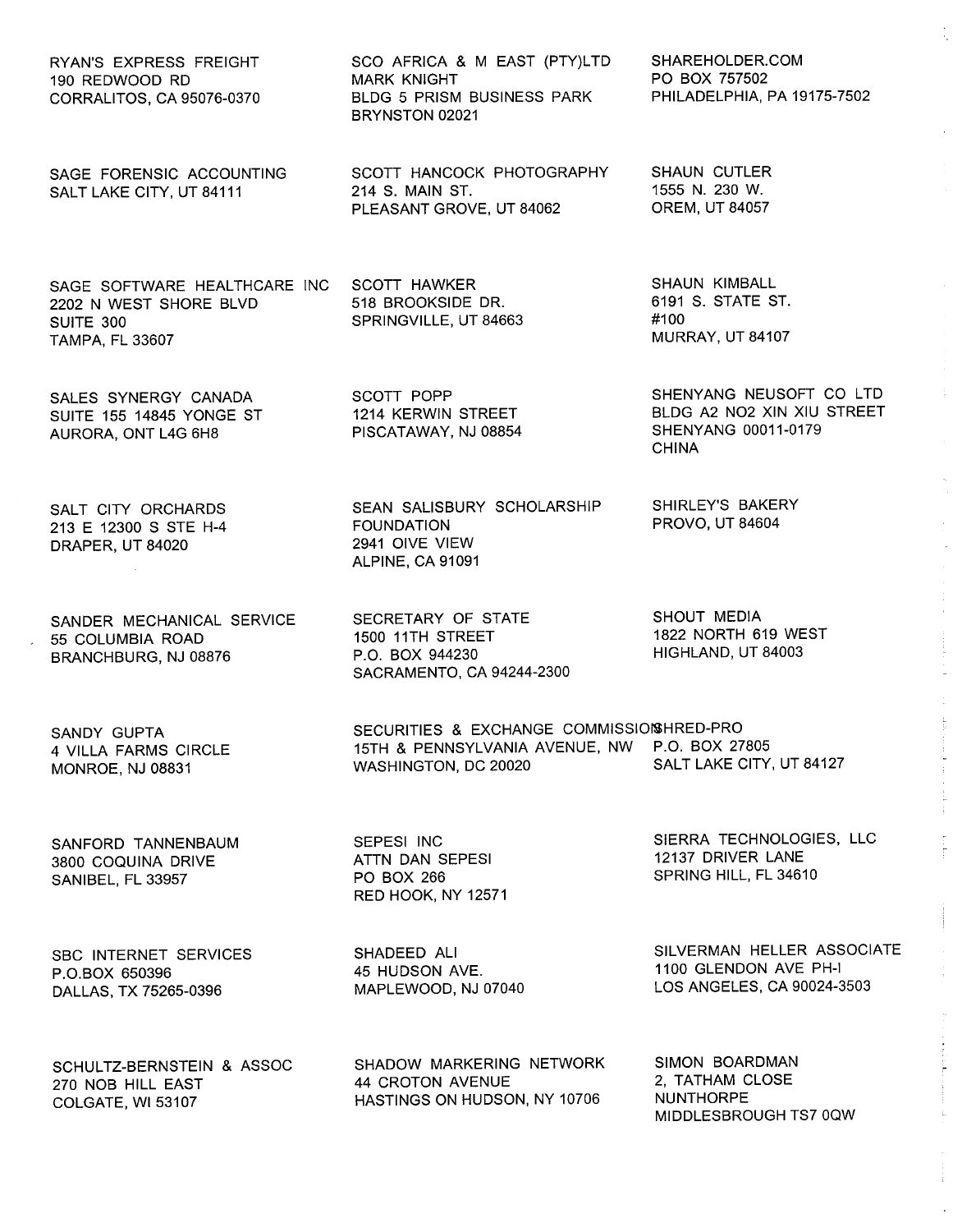RYAN'S EXPRESS FREIGHT
190 REDWOOD RD
CORRALITOS, CA 95076-0370

SAGE FORENSIC ACCOUNTING
SALT LAKE CITY, UT 84111

SAGE SOFTWARE HEALTHCARE INC
2202 N WEST SHORE BLVD
SUITE 300
TAMPA, FL 33607

SALES SYNERGY CANADA
SUITE 155 14845 YONGE ST
AURORA, ONT L4G 6H8

SALT CITY ORCHARDS
213 E 12300 S STE H-4
DRAPER, UT 84020

SANDER MECHANICAL SERVICE
55 COLUMBIA ROAD
BRANCHBURG, NJ 08876

SANDY GUPTA
4 VILLA FARMS CIRCLE
MONROE, NJ 08831

SANFORD TANNENBAUM
3800 COQUINA DRIVE
SANIBEL, FL 33957

SBC INTERNET SERVICES
P.O.BOX 650396
DALLAS, TX 75265-0396

SCHULTZ-BERNSTEIN & ASSOC
270 NOB HILL EAST
COLGATE, WI 53107

SCO AFRICA & M EAST (PTY)LTD
MARK KNIGHT
BLDG 5 PRISM BUSINESS PARK
BRYNSTON 02021

SCOTT HANCOCK PHOTOGRAPHY
214 S. MAIN ST.
PLEASANT GROVE, UT 84062

SCOTT HAWKER
518 BROOKSIDE DR.
SPRINGVILLE, UT 84663

SCOTT POPP
1214 KERWIN STREET
PISCATAWAY, NJ 08854

SEAN SALISBURY SCHOLARSHIP
FOUNDATION
2941 OIVE VIEW
ALPINE, CA 91091

SECRETARY OF STATE
1500 11TH STREET
P.O. BOX 944230
SACRAMENTO, CA 94244-2300

SECURITIES & EXCHANGE COMMISSION
15TH & PENNSYLVANIA AVENUE, NW
WASHINGTON, DC 20020

SEPESI INC
ATTN DAN SEPESI
PO BOX 266
RED HOOK, NY 12571

SHADEED ALI
45 HUDSON AVE.
MAPLEWOOD, NJ 07040

SHADOW MARKERING NETWORK
44 CROTON AVENUE
HASTINGS ON HUDSON, NY 10706

SHAREHOLDER.COM
PO BOX 757502
PHILADELPHIA, PA 19175-7502

SHAUN CUTLER
1555 N. 230 W.
OREM, UT 84057

SHAUN KIMBALL
6191 S. STATE ST.
#100
MURRAY, UT 84107

SHENYANG NEUSOFT CO LTD
BLDG A2 NO2 XIN XIU STREET
SHENYANG 00011-0179
CHINA

SHIRLEY'S BAKERY
PROVO, UT 84604

SHOUT MEDIA
1822 NORTH 619 WEST
HIGHLAND, UT 84003

SHRED-PRO
P.O. BOX 27805
SALT LAKE CITY, UT 84127

SIERRA TECHNOLOGIES, LLC
12137 DRIVER LANE
SPRING HILL, FL 34610

SILVERMAN HELLER ASSOCIATE
1100 GLENDON AVE PH-I
LOS ANGELES, CA 90024-3503

SIMON BOARDMAN
2, TATHAM CLOSE
NUNTHORPE
MIDDLESBROUGH TS7 0QW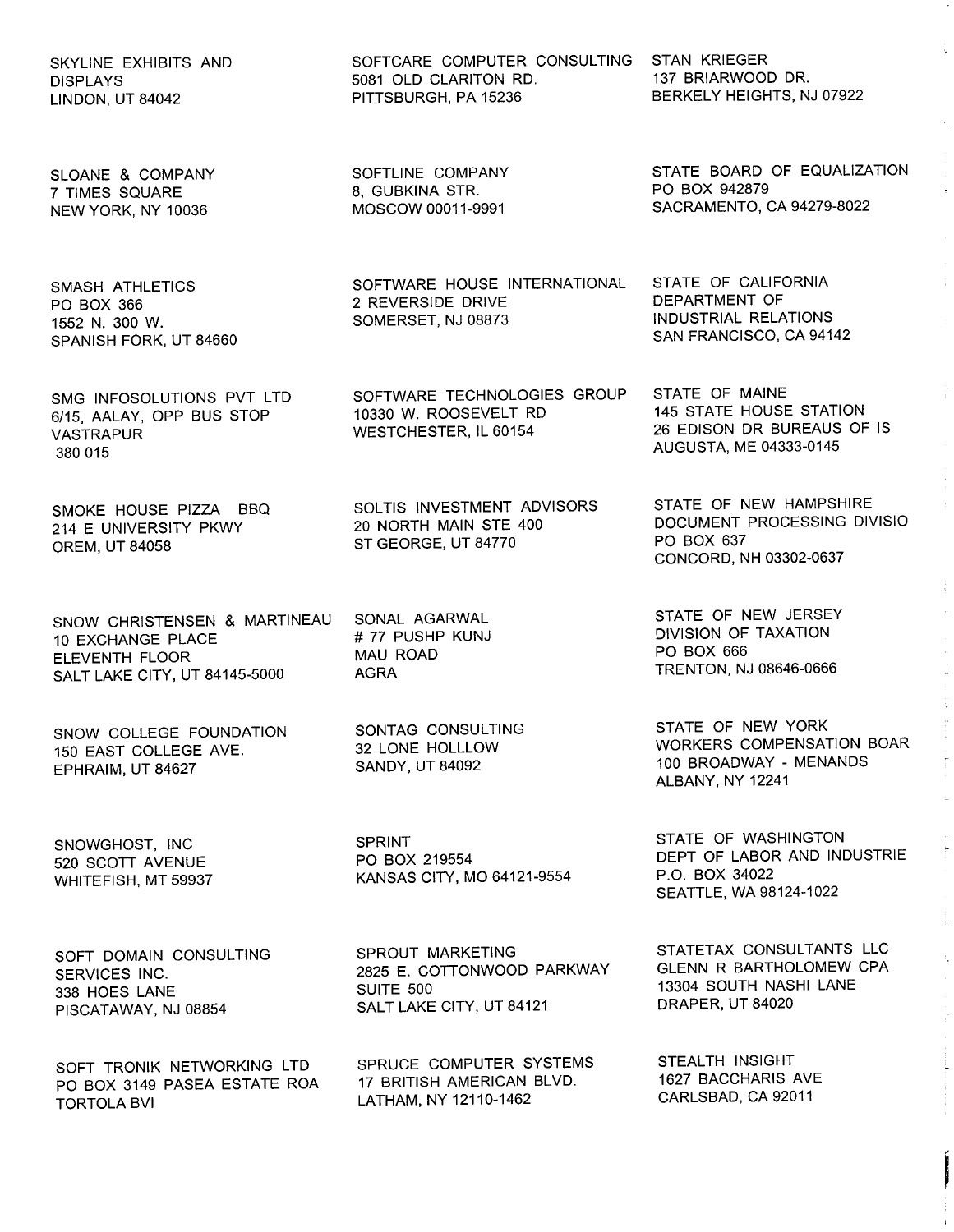SKYLINE EXHIBITS AND
DISPLAYS
LINDON, UT 84042

SLOANE & COMPANY
7 TIMES SQUARE
NEW YORK, NY 10036

SMASH ATHLETICS
PO BOX 366
1552 N. 300 W.
SPANISH FORK, UT 84660

SMG INFOSOLUTIONS PVT LTD
6/15, AALAY, OPP BUS STOP
VASTRAPUR
380 015

SMOKE HOUSE PIZZA BBQ
214 E UNIVERSITY PKWY
OREM, UT 84058

SNOW CHRISTENSEN & MARTINEAU
10 EXCHANGE PLACE
ELEVENTH FLOOR
SALT LAKE CITY, UT 84145-5000

SNOW COLLEGE FOUNDATION
150 EAST COLLEGE AVE.
EPHRAIM, UT 84627

SNOWGHOST, INC
520 SCOTT AVENUE
WHITEFISH, MT 59937

SOFT DOMAIN CONSULTING
SERVICES INC.
338 HOES LANE
PISCATAWAY, NJ 08854

SOFT TRONIK NETWORKING LTD
PO BOX 3149 PASEA ESTATE ROA
TORTOLA BVI

SOFTCARE COMPUTER CONSULTING
5081 OLD CLARITON RD.
PITTSBURGH, PA 15236

SOFTLINE COMPANY
8, GUBKINA STR.
MOSCOW 00011-9991

SOFTWARE HOUSE INTERNATIONAL
2 REVERSIDE DRIVE
SOMERSET, NJ 08873

SOFTWARE TECHNOLOGIES GROUP
10330 W. ROOSEVELT RD
WESTCHESTER, IL 60154

SOLTIS INVESTMENT ADVISORS
20 NORTH MAIN STE 400
ST GEORGE, UT 84770

SONAL AGARWAL
# 77 PUSHP KUNJ
MAU ROAD
AGRA

SONTAG CONSULTING
32 LONE HOLLLOW
SANDY, UT 84092

SPRINT
PO BOX 219554
KANSAS CITY, MO 64121-9554

SPROUT MARKETING
2825 E. COTTONWOOD PARKWAY
SUITE 500
SALT LAKE CITY, UT 84121

SPRUCE COMPUTER SYSTEMS
17 BRITISH AMERICAN BLVD.
LATHAM, NY 12110-1462

STAN KRIEGER
137 BRIARWOOD DR.
BERKELY HEIGHTS, NJ 07922

STATE BOARD OF EQUALIZATION
PO BOX 942879
SACRAMENTO, CA 94279-8022

STATE OF CALIFORNIA
DEPARTMENT OF
INDUSTRIAL RELATIONS
SAN FRANCISCO, CA 94142

STATE OF MAINE
145 STATE HOUSE STATION
26 EDISON DR BUREAUS OF IS
AUGUSTA, ME 04333-0145

STATE OF NEW HAMPSHIRE
DOCUMENT PROCESSING DIVISIO
PO BOX 637
CONCORD, NH 03302-0637

STATE OF NEW JERSEY
DIVISION OF TAXATION
PO BOX 666
TRENTON, NJ 08646-0666

STATE OF NEW YORK
WORKERS COMPENSATION BOAR
100 BROADWAY - MENANDS
ALBANY, NY 12241

STATE OF WASHINGTON
DEPT OF LABOR AND INDUSTRIE
P.O. BOX 34022
SEATTLE, WA 98124-1022

STATETAX CONSULTANTS LLC
GLENN R BARTHOLOMEW CPA
13304 SOUTH NASHI LANE
DRAPER, UT 84020

STEALTH INSIGHT
1627 BACCHARIS AVE
CARLSBAD, CA 92011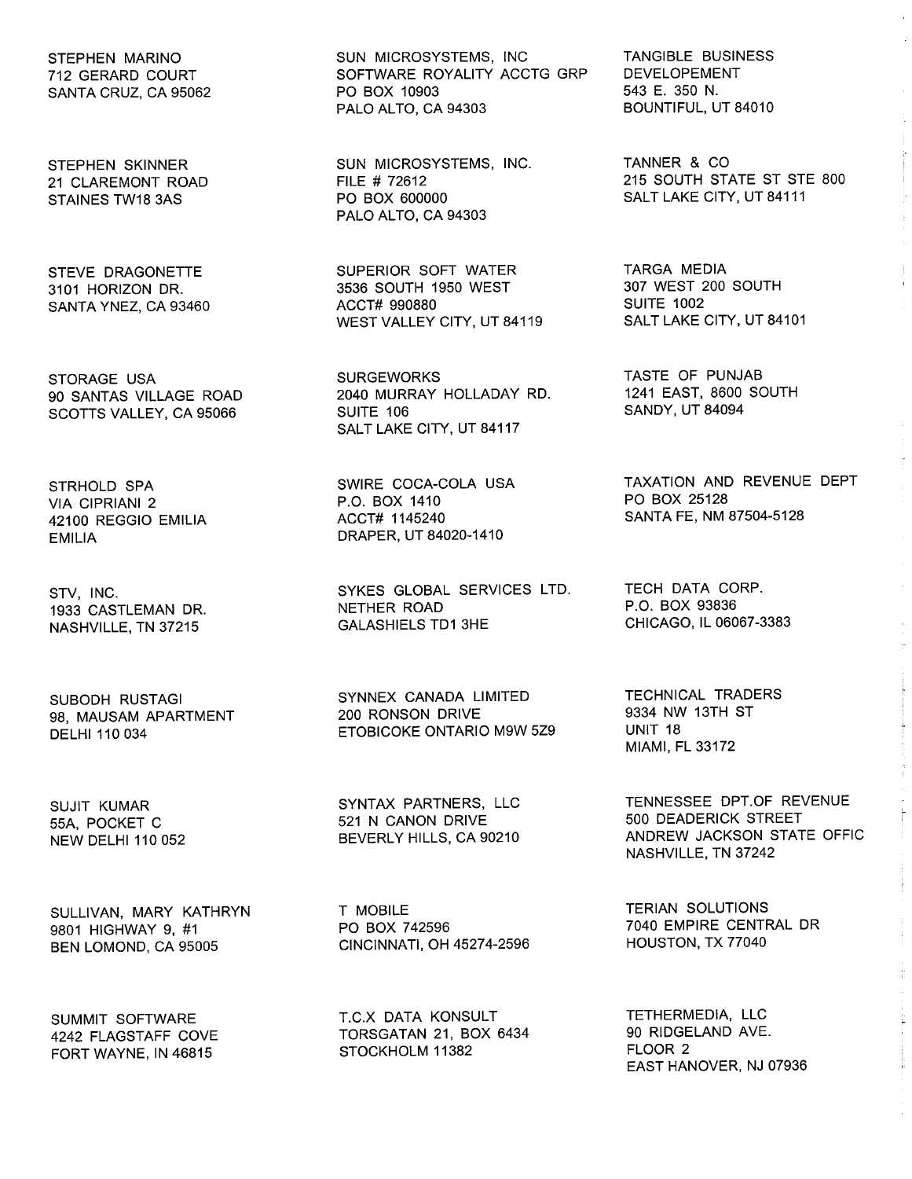STEPHEN MARINO
712 GERARD COURT
SANTA CRUZ, CA 95062

STEPHEN SKINNER
21 CLAREMONT ROAD
STAINES TW18 3AS

STEVE DRAGONETTE
3101 HORIZON DR.
SANTA YNEZ, CA 93460

STORAGE USA
90 SANTAS VILLAGE ROAD
SCOTTS VALLEY, CA 95066

STRHOLD SPA
VIA CIPRIANI 2
42100 REGGIO EMILIA
EMILIA

STV, INC.
1933 CASTLEMAN DR.
NASHVILLE, TN 37215

SUBODH RUSTAGI
98, MAUSAM APARTMENT
DELHI 110 034

SUJIT KUMAR
55A, POCKET C
NEW DELHI 110 052

SULLIVAN, MARY KATHRYN
9801 HIGHWAY 9, #1
BEN LOMOND, CA 95005

SUMMIT SOFTWARE
4242 FLAGSTAFF COVE
FORT WAYNE, IN 46815

SUN MICROSYSTEMS, INC
SOFTWARE ROYALITY ACCTG GRP
PO BOX 10903
PALO ALTO, CA 94303

SUN MICROSYSTEMS, INC.
FILE # 72612
PO BOX 600000
PALO ALTO, CA 94303

SUPERIOR SOFT WATER
3536 SOUTH 1950 WEST
ACCT# 990880
WEST VALLEY CITY, UT 84119

SURGEWORKS
2040 MURRAY HOLLADAY RD.
SUITE 106
SALT LAKE CITY, UT 84117

SWIRE COCA-COLA USA
P.O. BOX 1410
ACCT# 1145240
DRAPER, UT 84020-1410

SYKES GLOBAL SERVICES LTD.
NETHER ROAD
GALASHIELS TD1 3HE

SYNNEX CANADA LIMITED
200 RONSON DRIVE
ETOBICOKE ONTARIO M9W 5Z9

SYNTAX PARTNERS, LLC
521 N CANON DRIVE
BEVERLY HILLS, CA 90210

T MOBILE
PO BOX 742596
CINCINNATI, OH 45274-2596

T.C.X DATA KONSULT
TORSGATAN 21, BOX 6434
STOCKHOLM 11382

TANGIBLE BUSINESS
DEVELOPEMENT
543 E. 350 N.
BOUNTIFUL, UT 84010

TANNER & CO
215 SOUTH STATE ST STE 800
SALT LAKE CITY, UT 84111

TARGA MEDIA
307 WEST 200 SOUTH
SUITE 1002
SALT LAKE CITY, UT 84101

TASTE OF PUNJAB
1241 EAST, 8600 SOUTH
SANDY, UT 84094

TAXATION AND REVENUE DEPT
PO BOX 25128
SANTA FE, NM 87504-5128

TECH DATA CORP.
P.O. BOX 93836
CHICAGO, IL 06067-3383

TECHNICAL TRADERS
9334 NW 13TH ST
UNIT 18
MIAMI, FL 33172

TENNESSEE DPT.OF REVENUE
500 DEADERICK STREET
ANDREW JACKSON STATE OFFIC
NASHVILLE, TN 37242

TERIAN SOLUTIONS
7040 EMPIRE CENTRAL DR
HOUSTON, TX 77040

TETHERMEDIA, LLC
90 RIDGELAND AVE.
FLOOR 2
EAST HANOVER, NJ 07936